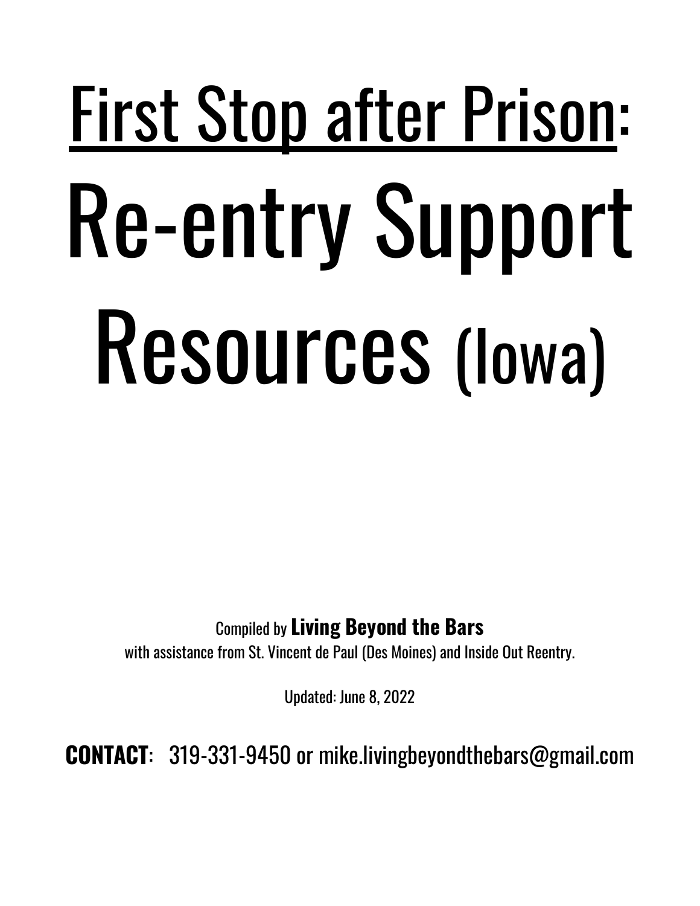# First Stop after Prison: Re-entry Support Resources (Iowa)

Compiled by **Living Beyond the Bars**
with assistance from St. Vincent de Paul (Des Moines) and Inside Out Reentry.

Updated: June 8, 2022

**CONTACT**: 319-331-9450 or mike.livingbeyondthebars@gmail.com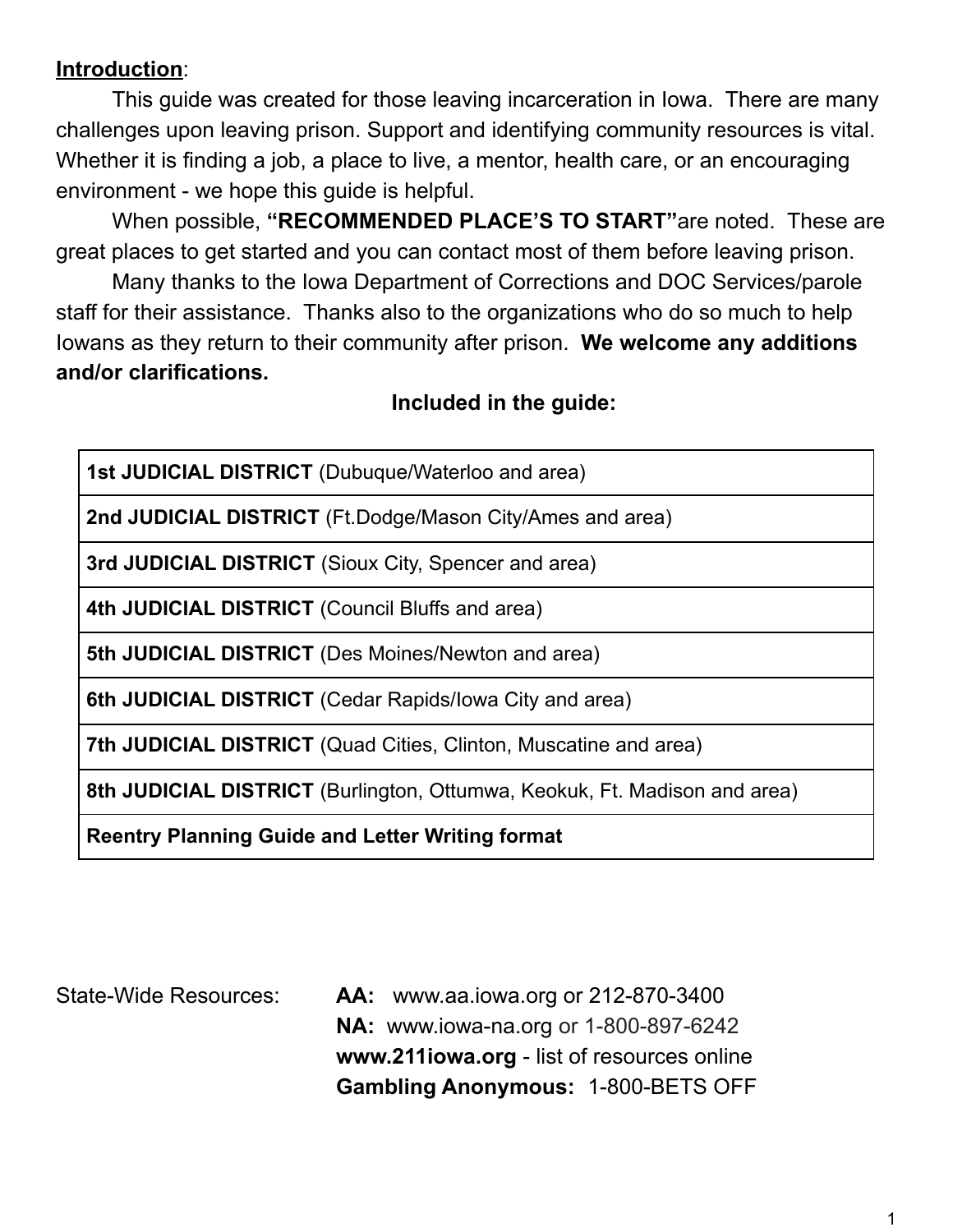**Introduction**:

This guide was created for those leaving incarceration in Iowa. There are many challenges upon leaving prison. Support and identifying community resources is vital. Whether it is finding a job, a place to live, a mentor, health care, or an encouraging environment - we hope this guide is helpful.

When possible, **"RECOMMENDED PLACE'S TO START"** are noted. These are great places to get started and you can contact most of them before leaving prison.

Many thanks to the Iowa Department of Corrections and DOC Services/parole staff for their assistance. Thanks also to the organizations who do so much to help Iowans as they return to their community after prison. **We welcome any additions and/or clarifications.**

**Included in the guide:**

| |
|---|
| **1st JUDICIAL DISTRICT** (Dubuque/Waterloo and area) |
| **2nd JUDICIAL DISTRICT** (Ft.Dodge/Mason City/Ames and area) |
| **3rd JUDICIAL DISTRICT** (Sioux City, Spencer and area) |
| **4th JUDICIAL DISTRICT** (Council Bluffs and area) |
| **5th JUDICIAL DISTRICT** (Des Moines/Newton and area) |
| **6th JUDICIAL DISTRICT** (Cedar Rapids/Iowa City and area) |
| **7th JUDICIAL DISTRICT** (Quad Cities, Clinton, Muscatine and area) |
| **8th JUDICIAL DISTRICT** (Burlington, Ottumwa, Keokuk, Ft. Madison and area) |
| **Reentry Planning Guide and Letter Writing format** |

State-Wide Resources:

- **AA:** www.aa.iowa.org or 212-870-3400
- **NA:** www.iowa-na.org or 1-800-897-6242
- **www.211iowa.org** - list of resources online
- **Gambling Anonymous:** 1-800-BETS OFF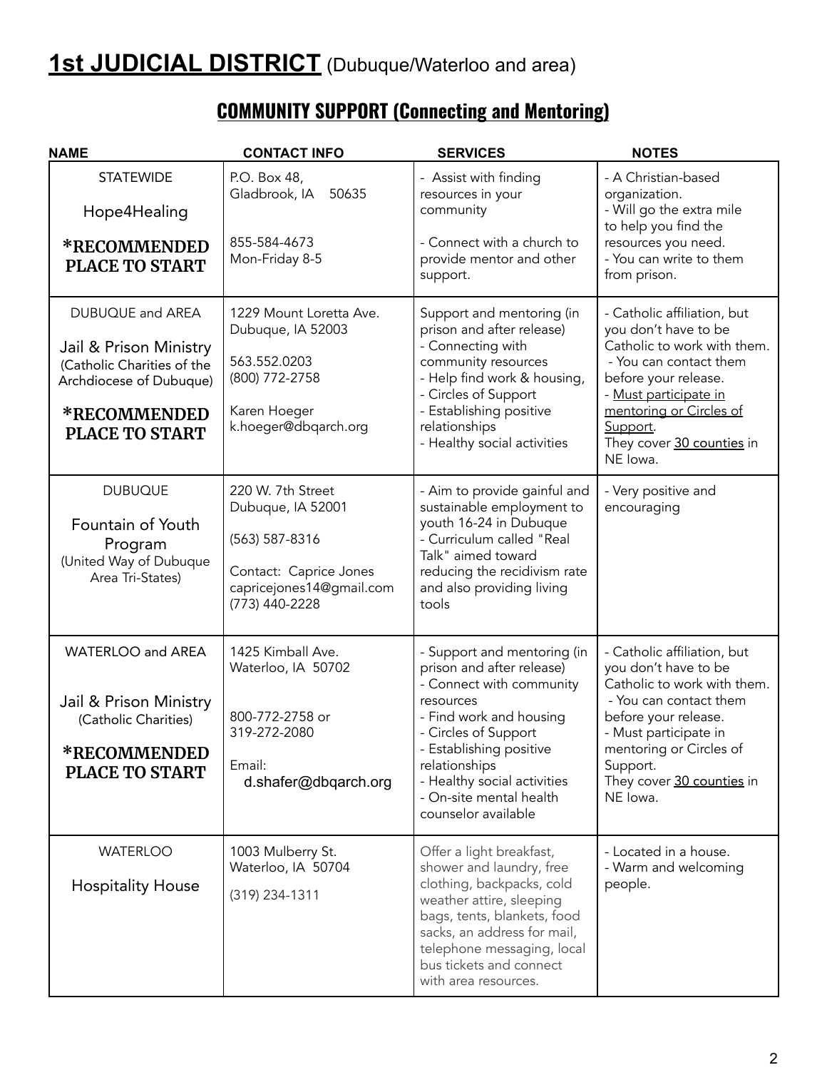# 1st JUDICIAL DISTRICT (Dubuque/Waterloo and area)

## COMMUNITY SUPPORT (Connecting and Mentoring)

| NAME | CONTACT INFO | SERVICES | NOTES |
|---|---|---|---|
| STATEWIDE<br><br>Hope4Healing<br><br>**\*RECOMMENDED PLACE TO START** | P.O. Box 48,<br>Gladbrook, IA 50635<br><br>855-584-4673<br>Mon-Friday 8-5 | - Assist with finding resources in your community<br><br>- Connect with a church to provide mentor and other support. | - A Christian-based organization.<br>- Will go the extra mile to help you find the resources you need.<br>- You can write to them from prison. |
| DUBUQUE and AREA<br><br>Jail & Prison Ministry<br>(Catholic Charities of the Archdiocese of Dubuque)<br><br>**\*RECOMMENDED PLACE TO START** | 1229 Mount Loretta Ave.<br>Dubuque, IA 52003<br><br>563.552.0203<br>(800) 772-2758<br><br>Karen Hoeger<br>k.hoeger@dbqarch.org | Support and mentoring (in prison and after release)<br>- Connecting with community resources<br>- Help find work & housing,<br>- Circles of Support<br>- Establishing positive relationships<br>- Healthy social activities | - Catholic affiliation, but you don't have to be Catholic to work with them.<br>- You can contact them before your release.<br>- <u>Must participate in mentoring or Circles of Support</u>.<br>They cover <u>30 counties</u> in NE Iowa. |
| DUBUQUE<br><br>Fountain of Youth Program<br>(United Way of Dubuque Area Tri-States) | 220 W. 7th Street<br>Dubuque, IA 52001<br><br>(563) 587-8316<br><br>Contact: Caprice Jones<br>capricejones14@gmail.com<br>(773) 440-2228 | - Aim to provide gainful and sustainable employment to youth 16-24 in Dubuque<br>- Curriculum called "Real Talk" aimed toward reducing the recidivism rate and also providing living tools | - Very positive and encouraging |
| WATERLOO and AREA<br><br>Jail & Prison Ministry<br>(Catholic Charities)<br><br>**\*RECOMMENDED PLACE TO START** | 1425 Kimball Ave.<br>Waterloo, IA 50702<br><br>800-772-2758 or<br>319-272-2080<br><br>Email:<br>d.shafer@dbqarch.org | - Support and mentoring (in prison and after release)<br>- Connect with community resources<br>- Find work and housing<br>- Circles of Support<br>- Establishing positive relationships<br>- Healthy social activities<br>- On-site mental health counselor available | - Catholic affiliation, but you don't have to be Catholic to work with them.<br>- You can contact them before your release.<br>- Must participate in mentoring or Circles of Support.<br>They cover <u>30 counties</u> in NE Iowa. |
| WATERLOO<br><br>Hospitality House | 1003 Mulberry St.<br>Waterloo, IA 50704<br><br>(319) 234-1311 | Offer a light breakfast, shower and laundry, free clothing, backpacks, cold weather attire, sleeping bags, tents, blankets, food sacks, an address for mail, telephone messaging, local bus tickets and connect with area resources. | - Located in a house.<br>- Warm and welcoming people. |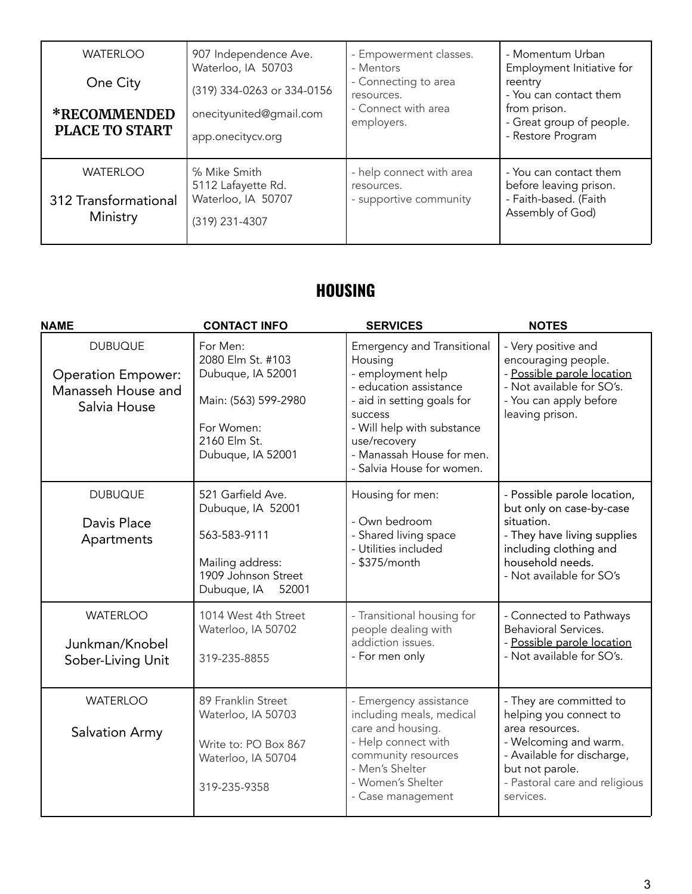| | | | |
|---|---|---|---|
| WATERLOO<br><br>One City<br><br>**\*RECOMMENDED PLACE TO START** | 907 Independence Ave.<br>Waterloo, IA 50703<br><br>(319) 334-0263 or 334-0156<br><br>onecityunited@gmail.com<br><br>app.onecitycv.org | - Empowerment classes.<br>- Mentors<br>- Connecting to area resources.<br>- Connect with area employers. | - Momentum Urban Employment Initiative for reentry<br>- You can contact them from prison.<br>- Great group of people.<br>- Restore Program |
| WATERLOO<br><br>312 Transformational Ministry | % Mike Smith<br>5112 Lafayette Rd.<br>Waterloo, IA 50707<br><br>(319) 231-4307 | - help connect with area resources.<br>- supportive community | - You can contact them before leaving prison.<br>- Faith-based. (Faith Assembly of God) |

## HOUSING

| NAME | CONTACT INFO | SERVICES | NOTES |
|---|---|---|---|
| DUBUQUE<br><br>Operation Empower: Manasseh House and Salvia House | For Men:<br>2080 Elm St. #103<br>Dubuque, IA 52001<br><br>Main: (563) 599-2980<br><br>For Women:<br>2160 Elm St.<br>Dubuque, IA 52001 | Emergency and Transitional Housing<br>- employment help<br>- education assistance<br>- aid in setting goals for success<br>- Will help with substance use/recovery<br>- Manassah House for men.<br>- Salvia House for women. | - Very positive and encouraging people.<br>- <u>Possible parole location</u><br>- Not available for SO's.<br>- You can apply before leaving prison. |
| DUBUQUE<br><br>Davis Place Apartments | 521 Garfield Ave.<br>Dubuque, IA 52001<br><br>563-583-9111<br><br>Mailing address:<br>1909 Johnson Street<br>Dubuque, IA 52001 | Housing for men:<br><br>- Own bedroom<br>- Shared living space<br>- Utilities included<br>- $375/month | - Possible parole location, but only on case-by-case situation.<br>- They have living supplies including clothing and household needs.<br>- Not available for SO's |
| WATERLOO<br><br>Junkman/Knobel Sober-Living Unit | 1014 West 4th Street<br>Waterloo, IA 50702<br><br>319-235-8855 | - Transitional housing for people dealing with addiction issues.<br>- For men only | - Connected to Pathways Behavioral Services.<br>- <u>Possible parole location</u><br>- Not available for SO's. |
| WATERLOO<br><br>Salvation Army | 89 Franklin Street<br>Waterloo, IA 50703<br><br>Write to: PO Box 867<br>Waterloo, IA 50704<br><br>319-235-9358 | - Emergency assistance including meals, medical care and housing.<br>- Help connect with community resources<br>- Men's Shelter<br>- Women's Shelter<br>- Case management | - They are committed to helping you connect to area resources.<br>- Welcoming and warm.<br>- Available for discharge, but not parole.<br>- Pastoral care and religious services. |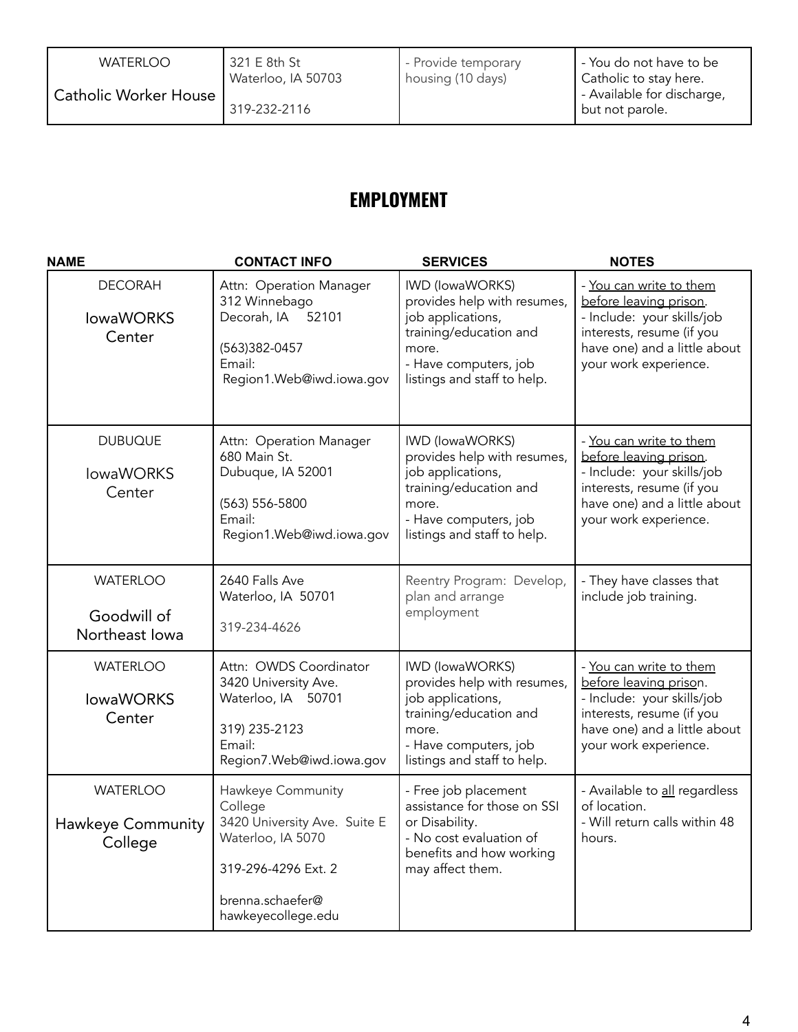| | | | |
|---|---|---|---|
| WATERLOO<br><br>Catholic Worker House | 321 E 8th St<br>Waterloo, IA 50703<br><br>319-232-2116 | - Provide temporary housing (10 days) | - You do not have to be Catholic to stay here.<br>- Available for discharge, but not parole. |

## EMPLOYMENT

| NAME | CONTACT INFO | SERVICES | NOTES |
|---|---|---|---|
| DECORAH<br><br>IowaWORKS Center | Attn: Operation Manager<br>312 Winnebago<br>Decorah, IA 52101<br><br>(563)382-0457<br>Email:<br>Region1.Web@iwd.iowa.gov | IWD (IowaWORKS) provides help with resumes, job applications, training/education and more.<br>- Have computers, job listings and staff to help. | - You can write to them before leaving prison.<br>- Include: your skills/job interests, resume (if you have one) and a little about your work experience. |
| DUBUQUE<br><br>IowaWORKS Center | Attn: Operation Manager<br>680 Main St.<br>Dubuque, IA 52001<br><br>(563) 556-5800<br>Email:<br>Region1.Web@iwd.iowa.gov | IWD (IowaWORKS) provides help with resumes, job applications, training/education and more.<br>- Have computers, job listings and staff to help. | - You can write to them before leaving prison.<br>- Include: your skills/job interests, resume (if you have one) and a little about your work experience. |
| WATERLOO<br><br>Goodwill of Northeast Iowa | 2640 Falls Ave<br>Waterloo, IA 50701<br><br>319-234-4626 | Reentry Program: Develop, plan and arrange employment | - They have classes that include job training. |
| WATERLOO<br><br>IowaWORKS Center | Attn: OWDS Coordinator<br>3420 University Ave.<br>Waterloo, IA 50701<br><br>319) 235-2123<br>Email:<br>Region7.Web@iwd.iowa.gov | IWD (IowaWORKS) provides help with resumes, job applications, training/education and more.<br>- Have computers, job listings and staff to help. | - You can write to them before leaving prison.<br>- Include: your skills/job interests, resume (if you have one) and a little about your work experience. |
| WATERLOO<br><br>Hawkeye Community College | Hawkeye Community College<br>3420 University Ave. Suite E<br>Waterloo, IA 5070<br><br>319-296-4296 Ext. 2<br><br>brenna.schaefer@<br>hawkeyecollege.edu | - Free job placement assistance for those on SSI or Disability.<br>- No cost evaluation of benefits and how working may affect them. | - Available to all regardless of location.<br>- Will return calls within 48 hours. |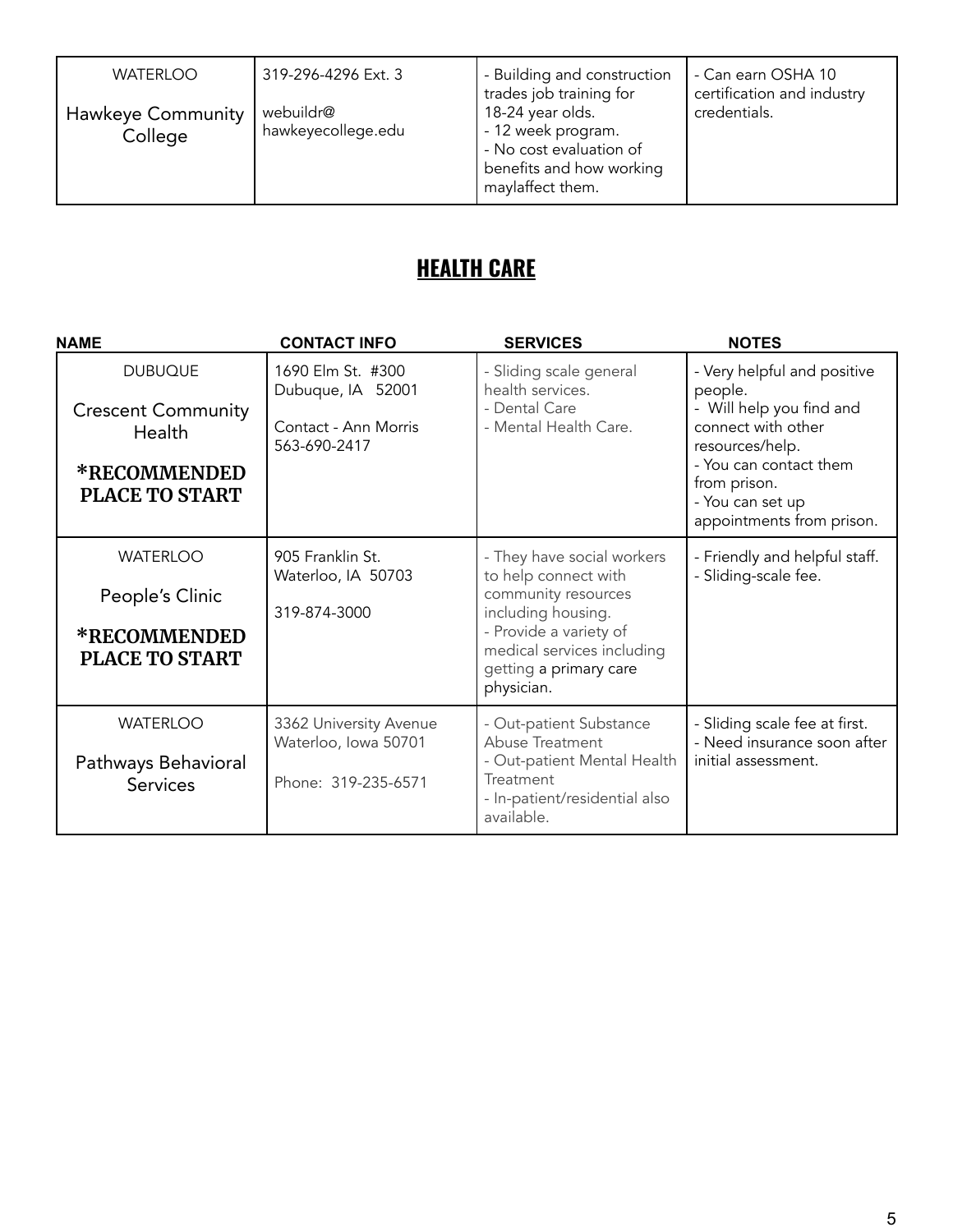| | | | |
|---|---|---|---|
| WATERLOO<br><br>Hawkeye Community College | 319-296-4296 Ext. 3<br><br>webuildr@ hawkeyecollege.edu | - Building and construction trades job training for 18-24 year olds.<br>- 12 week program.<br>- No cost evaluation of benefits and how working maylaffect them. | - Can earn OSHA 10 certification and industry credentials. |

## HEALTH CARE

| NAME | CONTACT INFO | SERVICES | NOTES |
|---|---|---|---|
| DUBUQUE<br><br>Crescent Community Health<br><br>**\*RECOMMENDED PLACE TO START** | 1690 Elm St. #300<br>Dubuque, IA 52001<br><br>Contact - Ann Morris<br>563-690-2417 | - Sliding scale general health services.<br>- Dental Care<br>- Mental Health Care. | - Very helpful and positive people.<br>- Will help you find and connect with other resources/help.<br>- You can contact them from prison.<br>- You can set up appointments from prison. |
| WATERLOO<br><br>People's Clinic<br><br>**\*RECOMMENDED PLACE TO START** | 905 Franklin St.<br>Waterloo, IA 50703<br><br>319-874-3000 | - They have social workers to help connect with community resources including housing.<br>- Provide a variety of medical services including getting a primary care physician. | - Friendly and helpful staff.<br>- Sliding-scale fee. |
| WATERLOO<br><br>Pathways Behavioral Services | 3362 University Avenue<br>Waterloo, Iowa 50701<br><br>Phone: 319-235-6571 | - Out-patient Substance Abuse Treatment<br>- Out-patient Mental Health Treatment<br>- In-patient/residential also available. | - Sliding scale fee at first.<br>- Need insurance soon after initial assessment. |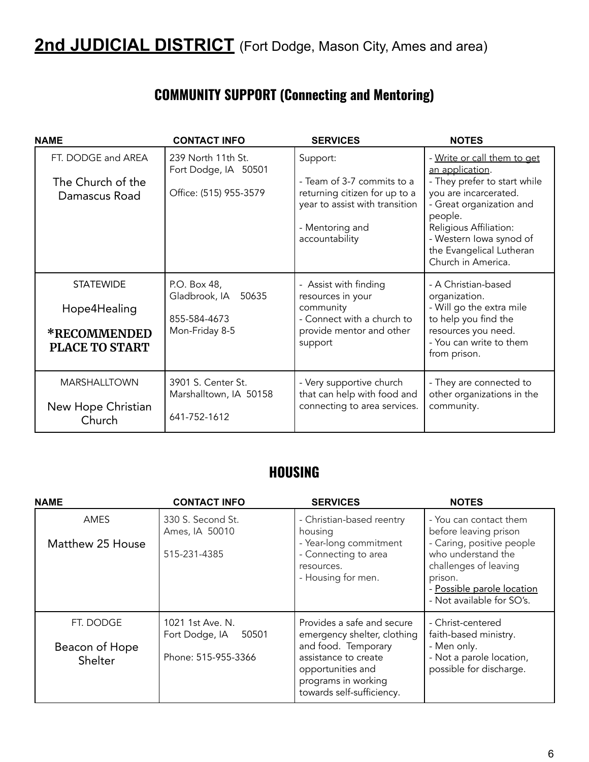# **2nd JUDICIAL DISTRICT** (Fort Dodge, Mason City, Ames and area)

## COMMUNITY SUPPORT (Connecting and Mentoring)

| NAME | CONTACT INFO | SERVICES | NOTES |
|---|---|---|---|
| FT. DODGE and AREA<br><br>The Church of the Damascus Road | 239 North 11th St.<br>Fort Dodge, IA 50501<br><br>Office: (515) 955-3579 | Support:<br><br>- Team of 3-7 commits to a returning citizen for up to a year to assist with transition<br><br>- Mentoring and accountability | - <u>Write or call them to get an application</u>.<br>- They prefer to start while you are incarcerated.<br>- Great organization and people.<br>Religious Affiliation:<br>- Western Iowa synod of the Evangelical Lutheran Church in America. |
| STATEWIDE<br><br>Hope4Healing<br><br>**\*RECOMMENDED PLACE TO START** | P.O. Box 48,<br>Gladbrook, IA 50635<br><br>855-584-4673<br>Mon-Friday 8-5 | - Assist with finding resources in your community<br>- Connect with a church to provide mentor and other support | - A Christian-based organization.<br>- Will go the extra mile to help you find the resources you need.<br>- You can write to them from prison. |
| MARSHALLTOWN<br><br>New Hope Christian Church | 3901 S. Center St.<br>Marshalltown, IA 50158<br><br>641-752-1612 | - Very supportive church that can help with food and connecting to area services. | - They are connected to other organizations in the community. |

## HOUSING

| NAME | CONTACT INFO | SERVICES | NOTES |
|---|---|---|---|
| AMES<br><br>Matthew 25 House | 330 S. Second St.<br>Ames, IA 50010<br><br>515-231-4385 | - Christian-based reentry housing<br>- Year-long commitment<br>- Connecting to area resources.<br>- Housing for men. | - You can contact them before leaving prison<br>- Caring, positive people who understand the challenges of leaving prison.<br>- <u>Possible parole location</u><br>- Not available for SO's. |
| FT. DODGE<br><br>Beacon of Hope Shelter | 1021 1st Ave. N.<br>Fort Dodge, IA 50501<br><br>Phone: 515-955-3366 | Provides a safe and secure emergency shelter, clothing and food. Temporary assistance to create opportunities and programs in working towards self-sufficiency. | - Christ-centered faith-based ministry.<br>- Men only.<br>- Not a parole location, possible for discharge. |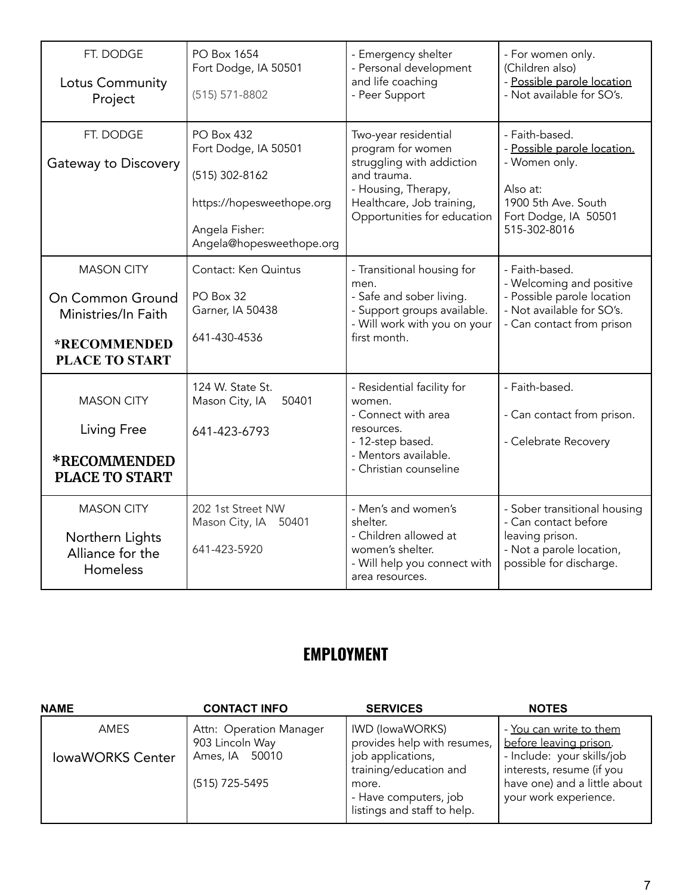| | | | |
|---|---|---|---|
| FT. DODGE<br><br>Lotus Community Project | PO Box 1654<br>Fort Dodge, IA 50501<br><br>(515) 571-8802 | - Emergency shelter<br>- Personal development and life coaching<br>- Peer Support | - For women only. (Children also)<br>- Possible parole location<br>- Not available for SO's. |
| FT. DODGE<br><br>Gateway to Discovery | PO Box 432<br>Fort Dodge, IA 50501<br><br>(515) 302-8162<br><br>https://hopesweethope.org<br><br>Angela Fisher:<br>Angela@hopesweethope.org | Two-year residential program for women struggling with addiction and trauma.<br>- Housing, Therapy, Healthcare, Job training, Opportunities for education | - Faith-based.<br>- Possible parole location.<br>- Women only.<br><br>Also at:<br>1900 5th Ave. South<br>Fort Dodge, IA 50501<br>515-302-8016 |
| MASON CITY<br><br>On Common Ground Ministries/In Faith<br><br>**\*RECOMMENDED PLACE TO START** | Contact: Ken Quintus<br><br>PO Box 32<br>Garner, IA 50438<br><br>641-430-4536 | - Transitional housing for men.<br>- Safe and sober living.<br>- Support groups available.<br>- Will work with you on your first month. | - Faith-based.<br>- Welcoming and positive<br>- Possible parole location<br>- Not available for SO's.<br>- Can contact from prison |
| MASON CITY<br><br>Living Free<br><br>**\*RECOMMENDED PLACE TO START** | 124 W. State St.<br>Mason City, IA 50401<br><br>641-423-6793 | - Residential facility for women.<br>- Connect with area resources.<br>- 12-step based.<br>- Mentors available.<br>- Christian counseline | - Faith-based.<br><br>- Can contact from prison.<br><br>- Celebrate Recovery |
| MASON CITY<br><br>Northern Lights Alliance for the Homeless | 202 1st Street NW<br>Mason City, IA 50401<br><br>641-423-5920 | - Men's and women's shelter.<br>- Children allowed at women's shelter.<br>- Will help you connect with area resources. | - Sober transitional housing<br>- Can contact before leaving prison.<br>- Not a parole location, possible for discharge. |

## EMPLOYMENT

| NAME | CONTACT INFO | SERVICES | NOTES |
|---|---|---|---|
| AMES<br><br>IowaWORKS Center | Attn: Operation Manager<br>903 Lincoln Way<br>Ames, IA 50010<br><br>(515) 725-5495 | IWD (IowaWORKS) provides help with resumes, job applications, training/education and more.<br>- Have computers, job listings and staff to help. | - You can write to them before leaving prison.<br>- Include: your skills/job interests, resume (if you have one) and a little about your work experience. |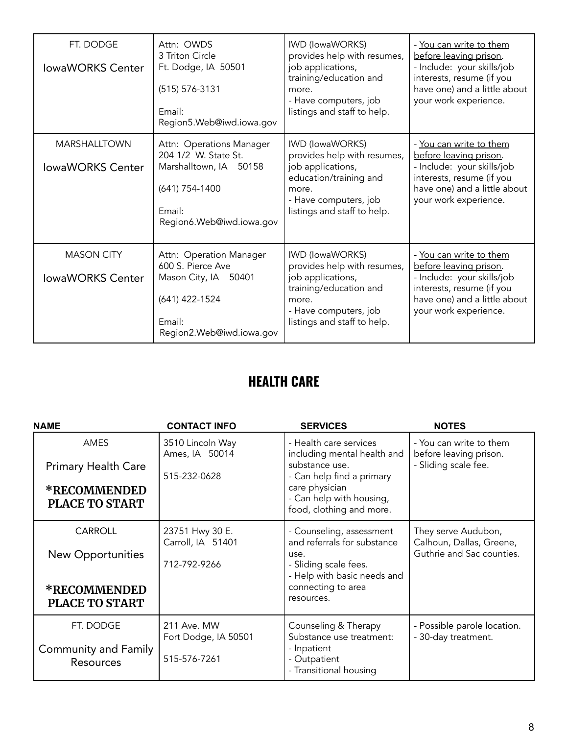| | | | |
|---|---|---|---|
| FT. DODGE<br><br>IowaWORKS Center | Attn: OWDS<br>3 Triton Circle<br>Ft. Dodge, IA 50501<br><br>(515) 576-3131<br><br>Email:<br>Region5.Web@iwd.iowa.gov | IWD (IowaWORKS) provides help with resumes, job applications, training/education and more.<br>- Have computers, job listings and staff to help. | - You can write to them before leaving prison.<br>- Include: your skills/job interests, resume (if you have one) and a little about your work experience. |
| MARSHALLTOWN<br><br>IowaWORKS Center | Attn: Operations Manager<br>204 1/2 W. State St.<br>Marshalltown, IA 50158<br><br>(641) 754-1400<br><br>Email:<br>Region6.Web@iwd.iowa.gov | IWD (IowaWORKS) provides help with resumes, job applications, education/training and more.<br>- Have computers, job listings and staff to help. | - You can write to them before leaving prison.<br>- Include: your skills/job interests, resume (if you have one) and a little about your work experience. |
| MASON CITY<br><br>IowaWORKS Center | Attn: Operation Manager<br>600 S. Pierce Ave<br>Mason City, IA 50401<br><br>(641) 422-1524<br><br>Email:<br>Region2.Web@iwd.iowa.gov | IWD (IowaWORKS) provides help with resumes, job applications, training/education and more.<br>- Have computers, job listings and staff to help. | - You can write to them before leaving prison.<br>- Include: your skills/job interests, resume (if you have one) and a little about your work experience. |

## HEALTH CARE

| NAME | CONTACT INFO | SERVICES | NOTES |
|---|---|---|---|
| AMES<br><br>Primary Health Care<br><br>**\*RECOMMENDED PLACE TO START** | 3510 Lincoln Way<br>Ames, IA 50014<br><br>515-232-0628 | - Health care services including mental health and substance use.<br>- Can help find a primary care physician<br>- Can help with housing, food, clothing and more. | - You can write to them before leaving prison.<br>- Sliding scale fee. |
| CARROLL<br><br>New Opportunities<br><br>**\*RECOMMENDED PLACE TO START** | 23751 Hwy 30 E.<br>Carroll, IA 51401<br><br>712-792-9266 | - Counseling, assessment and referrals for substance use.<br>- Sliding scale fees.<br>- Help with basic needs and connecting to area resources. | They serve Audubon, Calhoun, Dallas, Greene, Guthrie and Sac counties. |
| FT. DODGE<br><br>Community and Family Resources | 211 Ave. MW<br>Fort Dodge, IA 50501<br><br>515-576-7261 | Counseling & Therapy<br>Substance use treatment:<br>- Inpatient<br>- Outpatient<br>- Transitional housing | - Possible parole location.<br>- 30-day treatment. |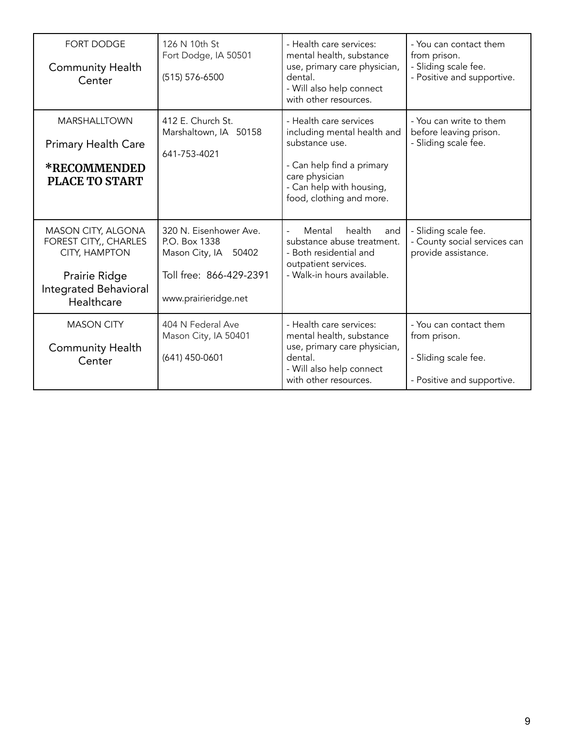| FORT DODGE<br><br>Community Health Center | 126 N 10th St<br>Fort Dodge, IA 50501<br><br>(515) 576-6500 | - Health care services: mental health, substance use, primary care physician, dental.<br>- Will also help connect with other resources. | - You can contact them from prison.<br>- Sliding scale fee.<br>- Positive and supportive. |
|---|---|---|---|
| MARSHALLTOWN<br><br>Primary Health Care<br><br>**\*RECOMMENDED PLACE TO START** | 412 E. Church St.<br>Marshaltown, IA 50158<br><br>641-753-4021 | - Health care services including mental health and substance use.<br><br>- Can help find a primary care physician<br>- Can help with housing, food, clothing and more. | - You can write to them before leaving prison.<br>- Sliding scale fee. |
| MASON CITY, ALGONA FOREST CITY,, CHARLES CITY, HAMPTON<br><br>Prairie Ridge Integrated Behavioral Healthcare | 320 N. Eisenhower Ave.<br>P.O. Box 1338<br>Mason City, IA 50402<br><br>Toll free: 866-429-2391<br><br>www.prairieridge.net | - Mental health and substance abuse treatment.<br>- Both residential and outpatient services.<br>- Walk-in hours available. | - Sliding scale fee.<br>- County social services can provide assistance. |
| MASON CITY<br><br>Community Health Center | 404 N Federal Ave<br>Mason City, IA 50401<br><br>(641) 450-0601 | - Health care services: mental health, substance use, primary care physician, dental.<br>- Will also help connect with other resources. | - You can contact them from prison.<br><br>- Sliding scale fee.<br><br>- Positive and supportive. |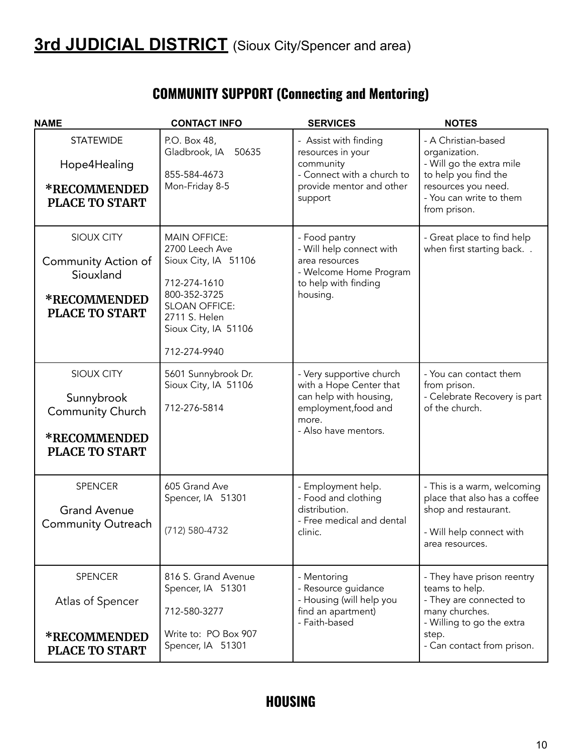# **3rd JUDICIAL DISTRICT** (Sioux City/Spencer and area)

## COMMUNITY SUPPORT (Connecting and Mentoring)

| NAME | CONTACT INFO | SERVICES | NOTES |
|---|---|---|---|
| STATEWIDE<br><br>Hope4Healing<br><br>**\*RECOMMENDED PLACE TO START** | P.O. Box 48,<br>Gladbrook, IA 50635<br><br>855-584-4673<br>Mon-Friday 8-5 | - Assist with finding resources in your community<br>- Connect with a church to provide mentor and other support | - A Christian-based organization.<br>- Will go the extra mile to help you find the resources you need.<br>- You can write to them from prison. |
| SIOUX CITY<br><br>Community Action of Siouxland<br><br>**\*RECOMMENDED PLACE TO START** | MAIN OFFICE:<br>2700 Leech Ave<br>Sioux City, IA 51106<br><br>712-274-1610<br>800-352-3725<br>SLOAN OFFICE:<br>2711 S. Helen<br>Sioux City, IA 51106<br><br>712-274-9940 | - Food pantry<br>- Will help connect with area resources<br>- Welcome Home Program to help with finding housing. | - Great place to find help when first starting back. . |
| SIOUX CITY<br><br>Sunnybrook Community Church<br><br>**\*RECOMMENDED PLACE TO START** | 5601 Sunnybrook Dr.<br>Sioux City, IA 51106<br><br>712-276-5814 | - Very supportive church with a Hope Center that can help with housing, employment,food and more.<br>- Also have mentors. | - You can contact them from prison.<br>- Celebrate Recovery is part of the church. |
| SPENCER<br><br>Grand Avenue Community Outreach | 605 Grand Ave<br>Spencer, IA 51301<br><br>(712) 580-4732 | - Employment help.<br>- Food and clothing distribution.<br>- Free medical and dental clinic. | - This is a warm, welcoming place that also has a coffee shop and restaurant.<br><br>- Will help connect with area resources. |
| SPENCER<br><br>Atlas of Spencer<br><br>**\*RECOMMENDED PLACE TO START** | 816 S. Grand Avenue<br>Spencer, IA 51301<br><br>712-580-3277<br><br>Write to: PO Box 907<br>Spencer, IA 51301 | - Mentoring<br>- Resource guidance<br>- Housing (will help you find an apartment)<br>- Faith-based | - They have prison reentry teams to help.<br>- They are connected to many churches.<br>- Willing to go the extra step.<br>- Can contact from prison. |

## HOUSING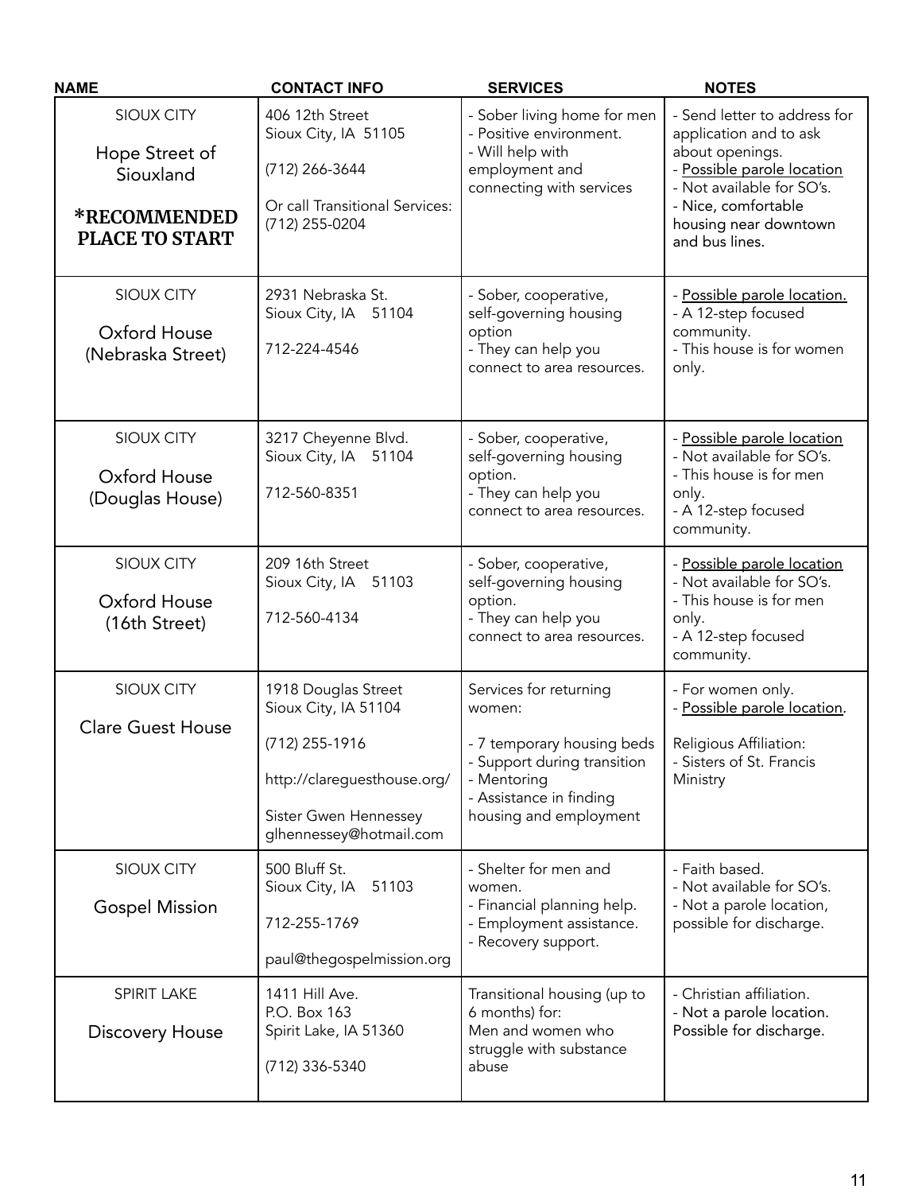| NAME | CONTACT INFO | SERVICES | NOTES |
|---|---|---|---|
| SIOUX CITY<br><br>Hope Street of Siouxland<br><br>**\*RECOMMENDED PLACE TO START** | 406 12th Street<br>Sioux City, IA 51105<br><br>(712) 266-3644<br><br>Or call Transitional Services: (712) 255-0204 | - Sober living home for men<br>- Positive environment.<br>- Will help with employment and connecting with services | - Send letter to address for application and to ask about openings.<br>- <u>Possible parole location</u><br>- Not available for SO's.<br>- Nice, comfortable housing near downtown and bus lines. |
| SIOUX CITY<br><br>Oxford House (Nebraska Street) | 2931 Nebraska St.<br>Sioux City, IA 51104<br><br>712-224-4546 | - Sober, cooperative, self-governing housing option<br>- They can help you connect to area resources. | - <u>Possible parole location.</u><br>- A 12-step focused community.<br>- This house is for women only. |
| SIOUX CITY<br><br>Oxford House (Douglas House) | 3217 Cheyenne Blvd.<br>Sioux City, IA 51104<br><br>712-560-8351 | - Sober, cooperative, self-governing housing option.<br>- They can help you connect to area resources. | - <u>Possible parole location</u><br>- Not available for SO's.<br>- This house is for men only.<br>- A 12-step focused community. |
| SIOUX CITY<br><br>Oxford House (16th Street) | 209 16th Street<br>Sioux City, IA 51103<br><br>712-560-4134 | - Sober, cooperative, self-governing housing option.<br>- They can help you connect to area resources. | - <u>Possible parole location</u><br>- Not available for SO's.<br>- This house is for men only.<br>- A 12-step focused community. |
| SIOUX CITY<br><br>Clare Guest House | 1918 Douglas Street<br>Sioux City, IA 51104<br><br>(712) 255-1916<br><br>http://clareguesthouse.org/<br><br>Sister Gwen Hennessey<br>glhennessey@hotmail.com | Services for returning women:<br><br>- 7 temporary housing beds<br>- Support during transition<br>- Mentoring<br>- Assistance in finding housing and employment | - For women only.<br>- <u>Possible parole location</u>.<br><br>Religious Affiliation:<br>- Sisters of St. Francis Ministry |
| SIOUX CITY<br><br>Gospel Mission | 500 Bluff St.<br>Sioux City, IA 51103<br><br>712-255-1769<br><br>paul@thegospelmission.org | - Shelter for men and women.<br>- Financial planning help.<br>- Employment assistance.<br>- Recovery support. | - Faith based.<br>- Not available for SO's.<br>- Not a parole location, possible for discharge. |
| SPIRIT LAKE<br><br>Discovery House | 1411 Hill Ave.<br>P.O. Box 163<br>Spirit Lake, IA 51360<br><br>(712) 336-5340 | Transitional housing (up to 6 months) for:<br>Men and women who struggle with substance abuse | - Christian affiliation.<br>- Not a parole location. Possible for discharge. |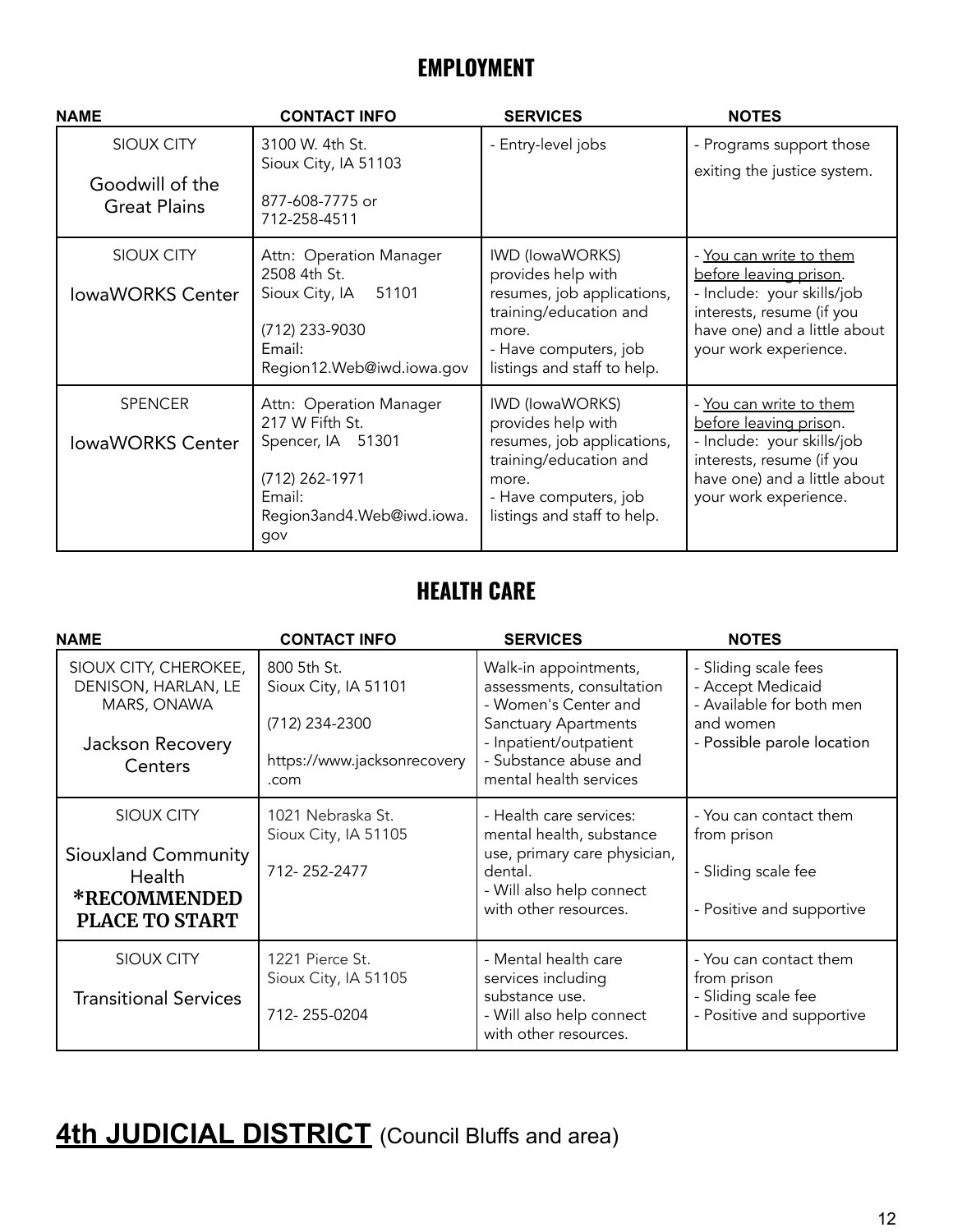## EMPLOYMENT

| NAME | CONTACT INFO | SERVICES | NOTES |
|---|---|---|---|
| SIOUX CITY<br><br>Goodwill of the Great Plains | 3100 W. 4th St.<br>Sioux City, IA 51103<br><br>877-608-7775 or<br>712-258-4511 | - Entry-level jobs | - Programs support those exiting the justice system. |
| SIOUX CITY<br><br>IowaWORKS Center | Attn: Operation Manager<br>2508 4th St.<br>Sioux City, IA 51101<br><br>(712) 233-9030<br>Email:<br>Region12.Web@iwd.iowa.gov | IWD (IowaWORKS) provides help with resumes, job applications, training/education and more.<br>- Have computers, job listings and staff to help. | - <u>You can write to them before leaving prison</u>.<br>- Include: your skills/job interests, resume (if you have one) and a little about your work experience. |
| SPENCER<br><br>IowaWORKS Center | Attn: Operation Manager<br>217 W Fifth St.<br>Spencer, IA 51301<br><br>(712) 262-1971<br>Email:<br>Region3and4.Web@iwd.iowa.gov | IWD (IowaWORKS) provides help with resumes, job applications, training/education and more.<br>- Have computers, job listings and staff to help. | - <u>You can write to them before leaving prison</u>.<br>- Include: your skills/job interests, resume (if you have one) and a little about your work experience. |

## HEALTH CARE

| NAME | CONTACT INFO | SERVICES | NOTES |
|---|---|---|---|
| SIOUX CITY, CHEROKEE, DENISON, HARLAN, LE MARS, ONAWA<br><br>Jackson Recovery Centers | 800 5th St.<br>Sioux City, IA 51101<br><br>(712) 234-2300<br><br>https://www.jacksonrecovery.com | Walk-in appointments, assessments, consultation<br>- Women's Center and Sanctuary Apartments<br>- Inpatient/outpatient<br>- Substance abuse and mental health services | - Sliding scale fees<br>- Accept Medicaid<br>- Available for both men and women<br>- Possible parole location |
| SIOUX CITY<br><br>Siouxland Community Health<br>**\*RECOMMENDED PLACE TO START** | 1021 Nebraska St.<br>Sioux City, IA 51105<br><br>712- 252-2477 | - Health care services: mental health, substance use, primary care physician, dental.<br>- Will also help connect with other resources. | - You can contact them from prison<br><br>- Sliding scale fee<br><br>- Positive and supportive |
| SIOUX CITY<br><br>Transitional Services | 1221 Pierce St.<br>Sioux City, IA 51105<br><br>712- 255-0204 | - Mental health care services including substance use.<br>- Will also help connect with other resources. | - You can contact them from prison<br>- Sliding scale fee<br>- Positive and supportive |

# <u>4th JUDICIAL DISTRICT</u> (Council Bluffs and area)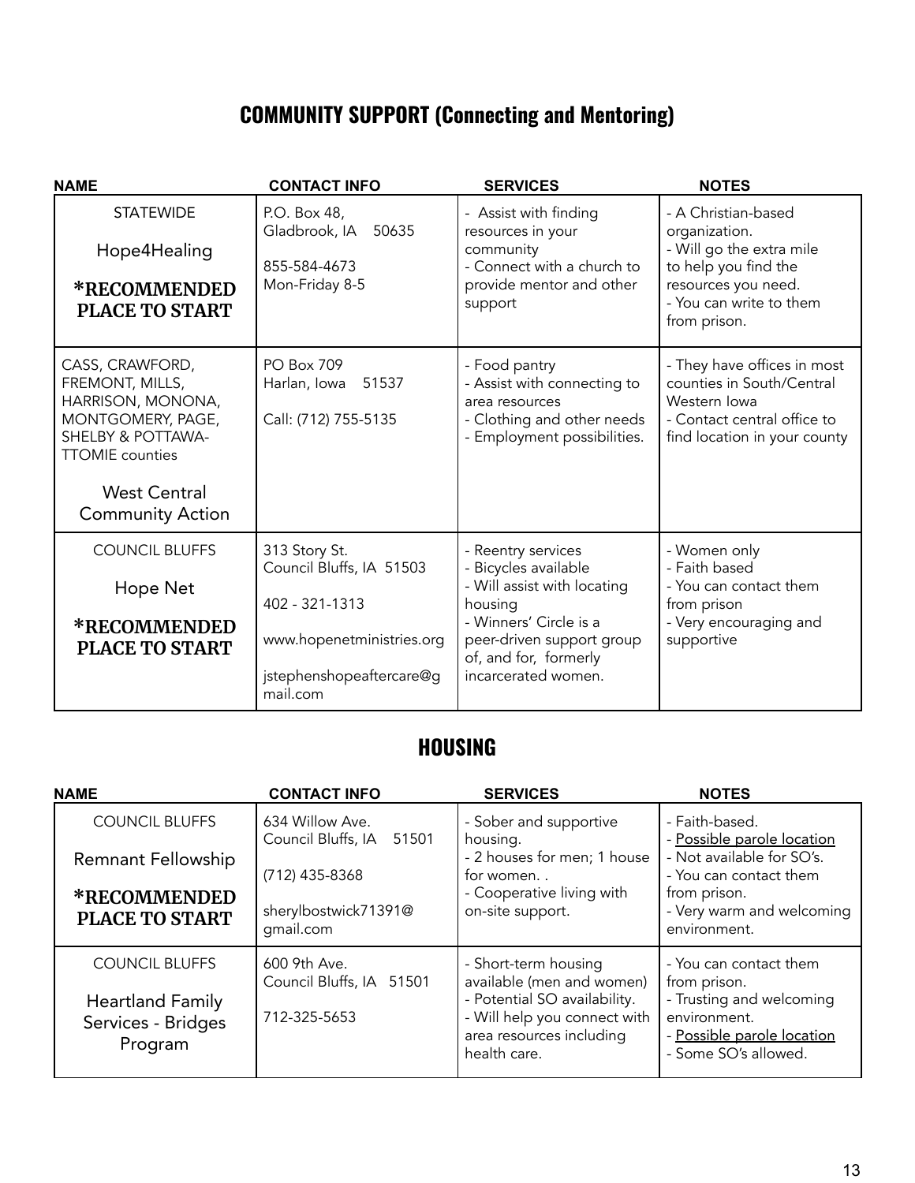## COMMUNITY SUPPORT (Connecting and Mentoring)

| NAME | CONTACT INFO | SERVICES | NOTES |
|---|---|---|---|
| STATEWIDE<br>Hope4Healing<br>**\*RECOMMENDED PLACE TO START** | P.O. Box 48,<br>Gladbrook, IA 50635<br><br>855-584-4673<br>Mon-Friday 8-5 | - Assist with finding resources in your community<br>- Connect with a church to provide mentor and other support | - A Christian-based organization.<br>- Will go the extra mile to help you find the resources you need.<br>- You can write to them from prison. |
| CASS, CRAWFORD, FREMONT, MILLS, HARRISON, MONONA, MONTGOMERY, PAGE, SHELBY & POTTAWA-TTOMIE counties<br>West Central Community Action | PO Box 709<br>Harlan, Iowa 51537<br><br>Call: (712) 755-5135 | - Food pantry<br>- Assist with connecting to area resources<br>- Clothing and other needs<br>- Employment possibilities. | - They have offices in most counties in South/Central Western Iowa<br>- Contact central office to find location in your county |
| COUNCIL BLUFFS<br>Hope Net<br>**\*RECOMMENDED PLACE TO START** | 313 Story St.<br>Council Bluffs, IA 51503<br><br>402 - 321-1313<br><br>www.hopenetministries.org<br><br>jstephenshopeaftercare@gmail.com | - Reentry services<br>- Bicycles available<br>- Will assist with locating housing<br>- Winners' Circle is a peer-driven support group of, and for, formerly incarcerated women. | - Women only<br>- Faith based<br>- You can contact them from prison<br>- Very encouraging and supportive |

## HOUSING

| NAME | CONTACT INFO | SERVICES | NOTES |
|---|---|---|---|
| COUNCIL BLUFFS<br>Remnant Fellowship<br>**\*RECOMMENDED PLACE TO START** | 634 Willow Ave.<br>Council Bluffs, IA 51501<br><br>(712) 435-8368<br><br>sherylbostwick71391@gmail.com | - Sober and supportive housing.<br>- 2 houses for men; 1 house for women. .<br>- Cooperative living with on-site support. | - Faith-based.<br>- <u>Possible parole location</u><br>- Not available for SO's.<br>- You can contact them from prison.<br>- Very warm and welcoming environment. |
| COUNCIL BLUFFS<br>Heartland Family Services - Bridges Program | 600 9th Ave.<br>Council Bluffs, IA 51501<br><br>712-325-5653 | - Short-term housing available (men and women)<br>- Potential SO availability.<br>- Will help you connect with area resources including health care. | - You can contact them from prison.<br>- Trusting and welcoming environment.<br>- <u>Possible parole location</u><br>- Some SO's allowed. |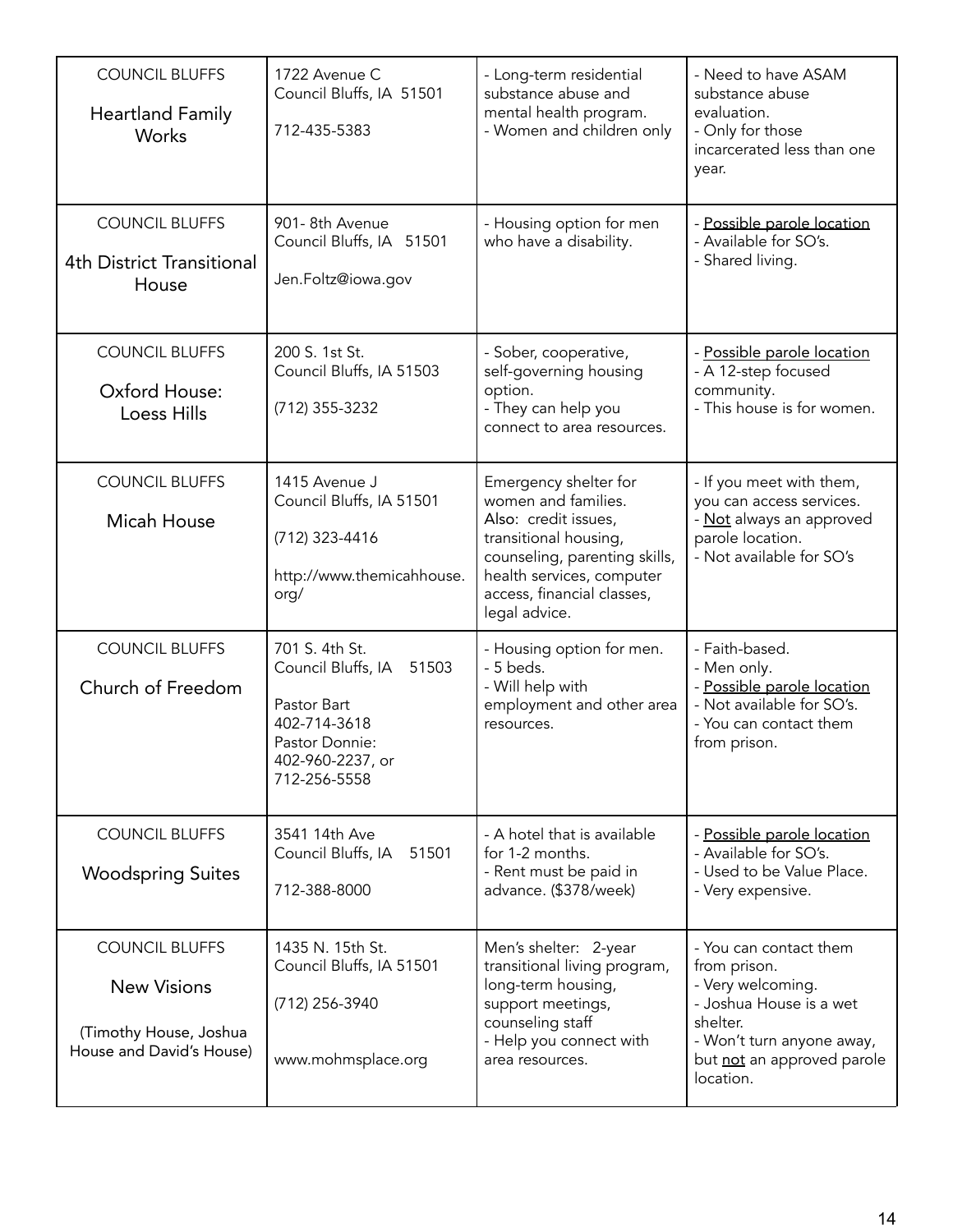| | | | |
|---|---|---|---|
| COUNCIL BLUFFS<br><br>Heartland Family Works | 1722 Avenue C<br>Council Bluffs, IA 51501<br><br>712-435-5383 | - Long-term residential substance abuse and mental health program.<br>- Women and children only | - Need to have ASAM substance abuse evaluation.<br>- Only for those incarcerated less than one year. |
| COUNCIL BLUFFS<br><br>4th District Transitional House | 901- 8th Avenue<br>Council Bluffs, IA 51501<br><br>Jen.Foltz@iowa.gov | - Housing option for men who have a disability. | - Possible parole location<br>- Available for SO's.<br>- Shared living. |
| COUNCIL BLUFFS<br><br>Oxford House: Loess Hills | 200 S. 1st St.<br>Council Bluffs, IA 51503<br><br>(712) 355-3232 | - Sober, cooperative, self-governing housing option.<br>- They can help you connect to area resources. | - Possible parole location<br>- A 12-step focused community.<br>- This house is for women. |
| COUNCIL BLUFFS<br><br>Micah House | 1415 Avenue J<br>Council Bluffs, IA 51501<br><br>(712) 323-4416<br><br>http://www.themicahhouse.org/ | Emergency shelter for women and families.<br>Also: credit issues, transitional housing, counseling, parenting skills, health services, computer access, financial classes, legal advice. | - If you meet with them, you can access services.<br>- Not always an approved parole location.<br>- Not available for SO's |
| COUNCIL BLUFFS<br><br>Church of Freedom | 701 S. 4th St.<br>Council Bluffs, IA 51503<br><br>Pastor Bart<br>402-714-3618<br>Pastor Donnie:<br>402-960-2237, or<br>712-256-5558 | - Housing option for men.<br>- 5 beds.<br>- Will help with employment and other area resources. | - Faith-based.<br>- Men only.<br>- Possible parole location<br>- Not available for SO's.<br>- You can contact them from prison. |
| COUNCIL BLUFFS<br><br>Woodspring Suites | 3541 14th Ave<br>Council Bluffs, IA 51501<br><br>712-388-8000 | - A hotel that is available for 1-2 months.<br>- Rent must be paid in advance. ($378/week) | - Possible parole location<br>- Available for SO's.<br>- Used to be Value Place.<br>- Very expensive. |
| COUNCIL BLUFFS<br><br>New Visions<br><br>(Timothy House, Joshua House and David's House) | 1435 N. 15th St.<br>Council Bluffs, IA 51501<br><br>(712) 256-3940<br><br>www.mohmsplace.org | Men's shelter: 2-year transitional living program, long-term housing, support meetings, counseling staff<br>- Help you connect with area resources. | - You can contact them from prison.<br>- Very welcoming.<br>- Joshua House is a wet shelter.<br>- Won't turn anyone away, but not an approved parole location. |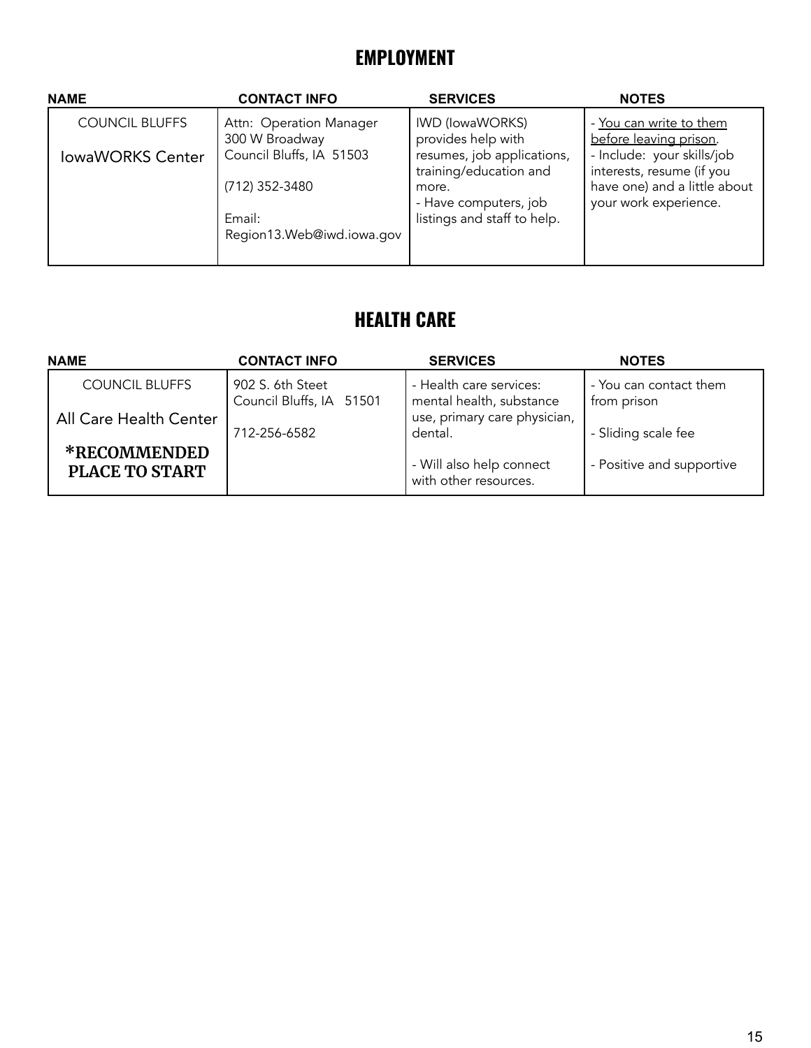## EMPLOYMENT

| NAME | CONTACT INFO | SERVICES | NOTES |
|---|---|---|---|
| COUNCIL BLUFFS<br><br>IowaWORKS Center | Attn: Operation Manager<br>300 W Broadway<br>Council Bluffs, IA 51503<br><br>(712) 352-3480<br><br>Email:<br>Region13.Web@iwd.iowa.gov | IWD (IowaWORKS) provides help with resumes, job applications, training/education and more.<br>- Have computers, job listings and staff to help. | - <u>You can write to them before leaving prison</u>.<br>- Include: your skills/job interests, resume (if you have one) and a little about your work experience. |

## HEALTH CARE

| NAME | CONTACT INFO | SERVICES | NOTES |
|---|---|---|---|
| COUNCIL BLUFFS<br><br>All Care Health Center<br><br>**\*RECOMMENDED PLACE TO START** | 902 S. 6th Steet<br>Council Bluffs, IA 51501<br><br>712-256-6582 | - Health care services: mental health, substance use, primary care physician, dental.<br><br>- Will also help connect with other resources. | - You can contact them from prison<br><br>- Sliding scale fee<br><br>- Positive and supportive |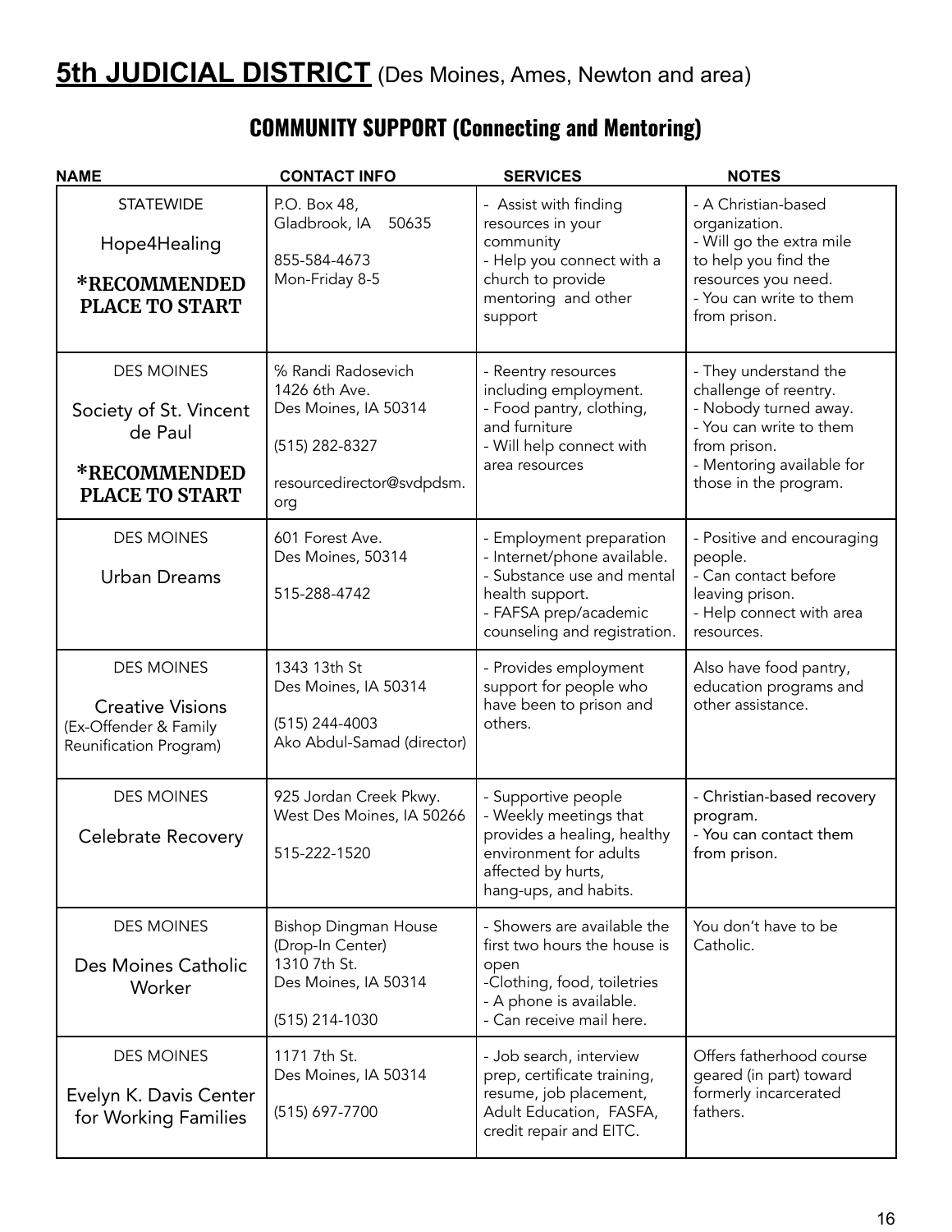# **5th JUDICIAL DISTRICT** (Des Moines, Ames, Newton and area)

## COMMUNITY SUPPORT (Connecting and Mentoring)

| NAME | CONTACT INFO | SERVICES | NOTES |
|---|---|---|---|
| STATEWIDE<br>Hope4Healing<br>**\*RECOMMENDED PLACE TO START** | P.O. Box 48,<br>Gladbrook, IA 50635<br><br>855-584-4673<br>Mon-Friday 8-5 | - Assist with finding resources in your community<br>- Help you connect with a church to provide mentoring and other support | - A Christian-based organization.<br>- Will go the extra mile to help you find the resources you need.<br>- You can write to them from prison. |
| DES MOINES<br>Society of St. Vincent de Paul<br>**\*RECOMMENDED PLACE TO START** | % Randi Radosevich<br>1426 6th Ave.<br>Des Moines, IA 50314<br><br>(515) 282-8327<br><br>resourcedirector@svdpdsm.org | - Reentry resources including employment.<br>- Food pantry, clothing, and furniture<br>- Will help connect with area resources | - They understand the challenge of reentry.<br>- Nobody turned away.<br>- You can write to them from prison.<br>- Mentoring available for those in the program. |
| DES MOINES<br>Urban Dreams | 601 Forest Ave.<br>Des Moines, 50314<br><br>515-288-4742 | - Employment preparation<br>- Internet/phone available.<br>- Substance use and mental health support.<br>- FAFSA prep/academic counseling and registration. | - Positive and encouraging people.<br>- Can contact before leaving prison.<br>- Help connect with area resources. |
| DES MOINES<br>Creative Visions<br>(Ex-Offender & Family Reunification Program) | 1343 13th St<br>Des Moines, IA 50314<br><br>(515) 244-4003<br>Ako Abdul-Samad (director) | - Provides employment support for people who have been to prison and others. | Also have food pantry, education programs and other assistance. |
| DES MOINES<br>Celebrate Recovery | 925 Jordan Creek Pkwy.<br>West Des Moines, IA 50266<br><br>515-222-1520 | - Supportive people<br>- Weekly meetings that provides a healing, healthy environment for adults affected by hurts, hang-ups, and habits. | - Christian-based recovery program.<br>- You can contact them from prison. |
| DES MOINES<br>Des Moines Catholic Worker | Bishop Dingman House (Drop-In Center)<br>1310 7th St.<br>Des Moines, IA 50314<br><br>(515) 214-1030 | - Showers are available the first two hours the house is open<br>-Clothing, food, toiletries<br>- A phone is available.<br>- Can receive mail here. | You don't have to be Catholic. |
| DES MOINES<br>Evelyn K. Davis Center for Working Families | 1171 7th St.<br>Des Moines, IA 50314<br><br>(515) 697-7700 | - Job search, interview prep, certificate training, resume, job placement, Adult Education, FAFSA, credit repair and EITC. | Offers fatherhood course geared (in part) toward formerly incarcerated fathers. |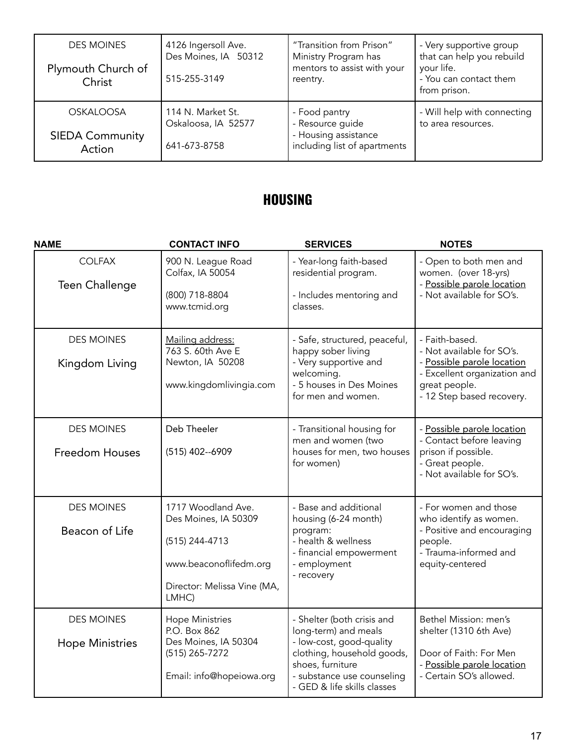| | | | |
|---|---|---|---|
| DES MOINES<br><br>Plymouth Church of Christ | 4126 Ingersoll Ave.<br>Des Moines, IA 50312<br><br>515-255-3149 | "Transition from Prison" Ministry Program has mentors to assist with your reentry. | - Very supportive group that can help you rebuild your life.<br>- You can contact them from prison. |
| OSKALOOSA<br><br>SIEDA Community Action | 114 N. Market St.<br>Oskaloosa, IA 52577<br><br>641-673-8758 | - Food pantry<br>- Resource guide<br>- Housing assistance including list of apartments | - Will help with connecting to area resources. |

## HOUSING

| NAME | CONTACT INFO | SERVICES | NOTES |
|---|---|---|---|
| COLFAX<br><br>Teen Challenge | 900 N. League Road<br>Colfax, IA 50054<br><br>(800) 718-8804<br>www.tcmid.org | - Year-long faith-based residential program.<br><br>- Includes mentoring and classes. | - Open to both men and women. (over 18-yrs)<br>- Possible parole location<br>- Not available for SO's. |
| DES MOINES<br><br>Kingdom Living | Mailing address:<br>763 S. 60th Ave E<br>Newton, IA 50208<br><br>www.kingdomlivingia.com | - Safe, structured, peaceful, happy sober living<br>- Very supportive and welcoming.<br>- 5 houses in Des Moines for men and women. | - Faith-based.<br>- Not available for SO's.<br>- Possible parole location<br>- Excellent organization and great people.<br>- 12 Step based recovery. |
| DES MOINES<br><br>Freedom Houses | Deb Theeler<br><br>(515) 402--6909 | - Transitional housing for men and women (two houses for men, two houses for women) | - Possible parole location<br>- Contact before leaving prison if possible.<br>- Great people.<br>- Not available for SO's. |
| DES MOINES<br><br>Beacon of Life | 1717 Woodland Ave.<br>Des Moines, IA 50309<br><br>(515) 244-4713<br><br>www.beaconoflifedm.org<br><br>Director: Melissa Vine (MA, LMHC) | - Base and additional housing (6-24 month) program:<br>- health & wellness<br>- financial empowerment<br>- employment<br>- recovery | - For women and those who identify as women.<br>- Positive and encouraging people.<br>- Trauma-informed and equity-centered |
| DES MOINES<br><br>Hope Ministries | Hope Ministries<br>P.O. Box 862<br>Des Moines, IA 50304<br>(515) 265-7272<br><br>Email: info@hopeiowa.org | - Shelter (both crisis and long-term) and meals<br>- low-cost, good-quality clothing, household goods, shoes, furniture<br>- substance use counseling<br>- GED & life skills classes | Bethel Mission: men's shelter (1310 6th Ave)<br><br>Door of Faith: For Men<br>- Possible parole location<br>- Certain SO's allowed. |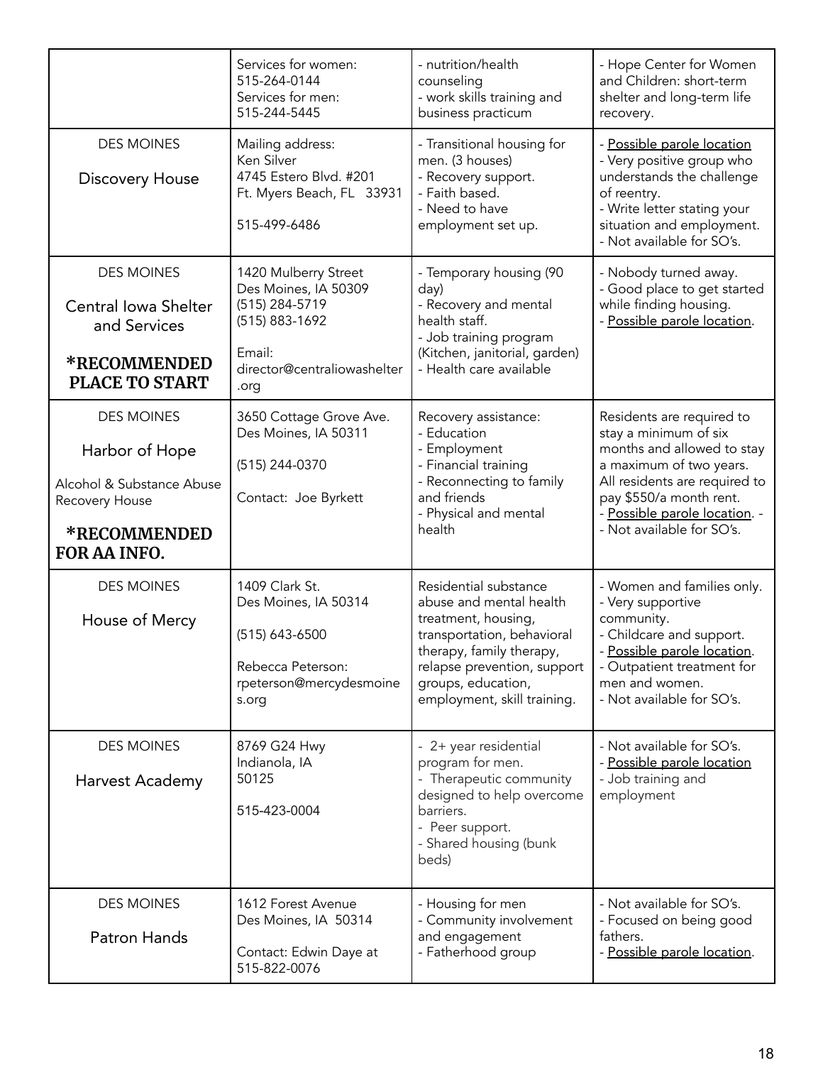| | | | |
|---|---|---|---|
| | Services for women: 515-264-0144<br>Services for men: 515-244-5445 | - nutrition/health counseling<br>- work skills training and business practicum | - Hope Center for Women and Children: short-term shelter and long-term life recovery. |
| DES MOINES<br><br>Discovery House | Mailing address:<br>Ken Silver<br>4745 Estero Blvd. #201<br>Ft. Myers Beach, FL 33931<br><br>515-499-6486 | - Transitional housing for men. (3 houses)<br>- Recovery support.<br>- Faith based.<br>- Need to have employment set up. | - <u>Possible parole location</u><br>- Very positive group who understands the challenge of reentry.<br>- Write letter stating your situation and employment.<br>- Not available for SO's. |
| DES MOINES<br><br>Central Iowa Shelter and Services<br><br>**\*RECOMMENDED PLACE TO START** | 1420 Mulberry Street<br>Des Moines, IA 50309<br>(515) 284-5719<br>(515) 883-1692<br><br>Email:<br>director@centraliowashelter.org | - Temporary housing (90 day)<br>- Recovery and mental health staff.<br>- Job training program (Kitchen, janitorial, garden)<br>- Health care available | - Nobody turned away.<br>- Good place to get started while finding housing.<br>- <u>Possible parole location</u>. |
| DES MOINES<br><br>Harbor of Hope<br><br>Alcohol & Substance Abuse Recovery House<br><br>**\*RECOMMENDED FOR AA INFO.** | 3650 Cottage Grove Ave.<br>Des Moines, IA 50311<br><br>(515) 244-0370<br><br>Contact: Joe Byrkett | Recovery assistance:<br>- Education<br>- Employment<br>- Financial training<br>- Reconnecting to family and friends<br>- Physical and mental health | Residents are required to stay a minimum of six months and allowed to stay a maximum of two years. All residents are required to pay $550/a month rent.<br>- <u>Possible parole location</u>. -<br>- Not available for SO's. |
| DES MOINES<br><br>House of Mercy | 1409 Clark St.<br>Des Moines, IA 50314<br><br>(515) 643-6500<br><br>Rebecca Peterson:<br>rpeterson@mercydesmoines.org | Residential substance abuse and mental health treatment, housing, transportation, behavioral therapy, family therapy, relapse prevention, support groups, education, employment, skill training. | - Women and families only.<br>- Very supportive community.<br>- Childcare and support.<br>- <u>Possible parole location</u>.<br>- Outpatient treatment for men and women.<br>- Not available for SO's. |
| DES MOINES<br><br>Harvest Academy | 8769 G24 Hwy<br>Indianola, IA<br>50125<br><br>515-423-0004 | - 2+ year residential program for men.<br>- Therapeutic community designed to help overcome barriers.<br>- Peer support.<br>- Shared housing (bunk beds) | - Not available for SO's.<br>- <u>Possible parole location</u><br>- Job training and employment |
| DES MOINES<br><br>Patron Hands | 1612 Forest Avenue<br>Des Moines, IA 50314<br><br>Contact: Edwin Daye at 515-822-0076 | - Housing for men<br>- Community involvement and engagement<br>- Fatherhood group | - Not available for SO's.<br>- Focused on being good fathers.<br>- <u>Possible parole location</u>. |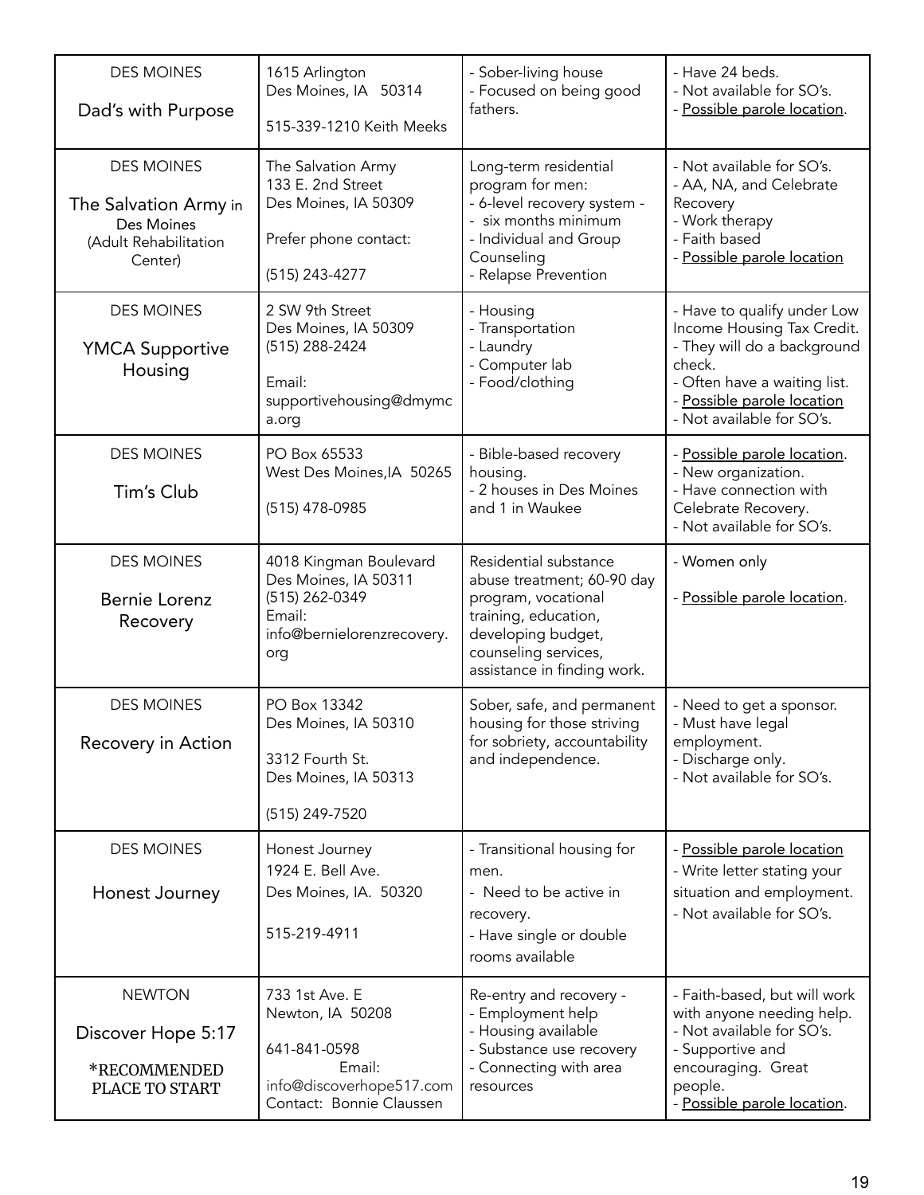| DES MOINES<br><br>Dad's with Purpose | 1615 Arlington<br>Des Moines, IA 50314<br><br>515-339-1210 Keith Meeks | - Sober-living house<br>- Focused on being good fathers. | - Have 24 beds.<br>- Not available for SO's.<br>- Possible parole location. |
|---|---|---|---|
| DES MOINES<br><br>The Salvation Army in Des Moines (Adult Rehabilitation Center) | The Salvation Army<br>133 E. 2nd Street<br>Des Moines, IA 50309<br><br>Prefer phone contact:<br><br>(515) 243-4277 | Long-term residential program for men:<br>- 6-level recovery system -<br>- six months minimum<br>- Individual and Group Counseling<br>- Relapse Prevention | - Not available for SO's.<br>- AA, NA, and Celebrate Recovery<br>- Work therapy<br>- Faith based<br>- Possible parole location |
| DES MOINES<br><br>YMCA Supportive Housing | 2 SW 9th Street<br>Des Moines, IA 50309<br>(515) 288-2424<br><br>Email:<br>supportivehousing@dmymca.org | - Housing<br>- Transportation<br>- Laundry<br>- Computer lab<br>- Food/clothing | - Have to qualify under Low Income Housing Tax Credit.<br>- They will do a background check.<br>- Often have a waiting list.<br>- Possible parole location<br>- Not available for SO's. |
| DES MOINES<br><br>Tim's Club | PO Box 65533<br>West Des Moines,IA 50265<br><br>(515) 478-0985 | - Bible-based recovery housing.<br>- 2 houses in Des Moines and 1 in Waukee | - Possible parole location.<br>- New organization.<br>- Have connection with Celebrate Recovery.<br>- Not available for SO's. |
| DES MOINES<br><br>Bernie Lorenz Recovery | 4018 Kingman Boulevard<br>Des Moines, IA 50311<br>(515) 262-0349<br>Email:<br>info@bernielorenzrecovery.org | Residential substance abuse treatment; 60-90 day program, vocational training, education, developing budget, counseling services, assistance in finding work. | - Women only<br><br>- Possible parole location. |
| DES MOINES<br><br>Recovery in Action | PO Box 13342<br>Des Moines, IA 50310<br><br>3312 Fourth St.<br>Des Moines, IA 50313<br><br>(515) 249-7520 | Sober, safe, and permanent housing for those striving for sobriety, accountability and independence. | - Need to get a sponsor.<br>- Must have legal employment.<br>- Discharge only.<br>- Not available for SO's. |
| DES MOINES<br><br>Honest Journey | Honest Journey<br>1924 E. Bell Ave.<br>Des Moines, IA. 50320<br><br>515-219-4911 | - Transitional housing for men.<br>- Need to be active in recovery.<br>- Have single or double rooms available | - Possible parole location<br>- Write letter stating your situation and employment.<br>- Not available for SO's. |
| NEWTON<br><br>Discover Hope 5:17<br><br>*RECOMMENDED PLACE TO START | 733 1st Ave. E<br>Newton, IA 50208<br><br>641-841-0598<br>Email:<br>info@discoverhope517.com<br>Contact: Bonnie Claussen | Re-entry and recovery -<br>- Employment help<br>- Housing available<br>- Substance use recovery<br>- Connecting with area resources | - Faith-based, but will work with anyone needing help.<br>- Not available for SO's.<br>- Supportive and encouraging. Great people.<br>- Possible parole location. |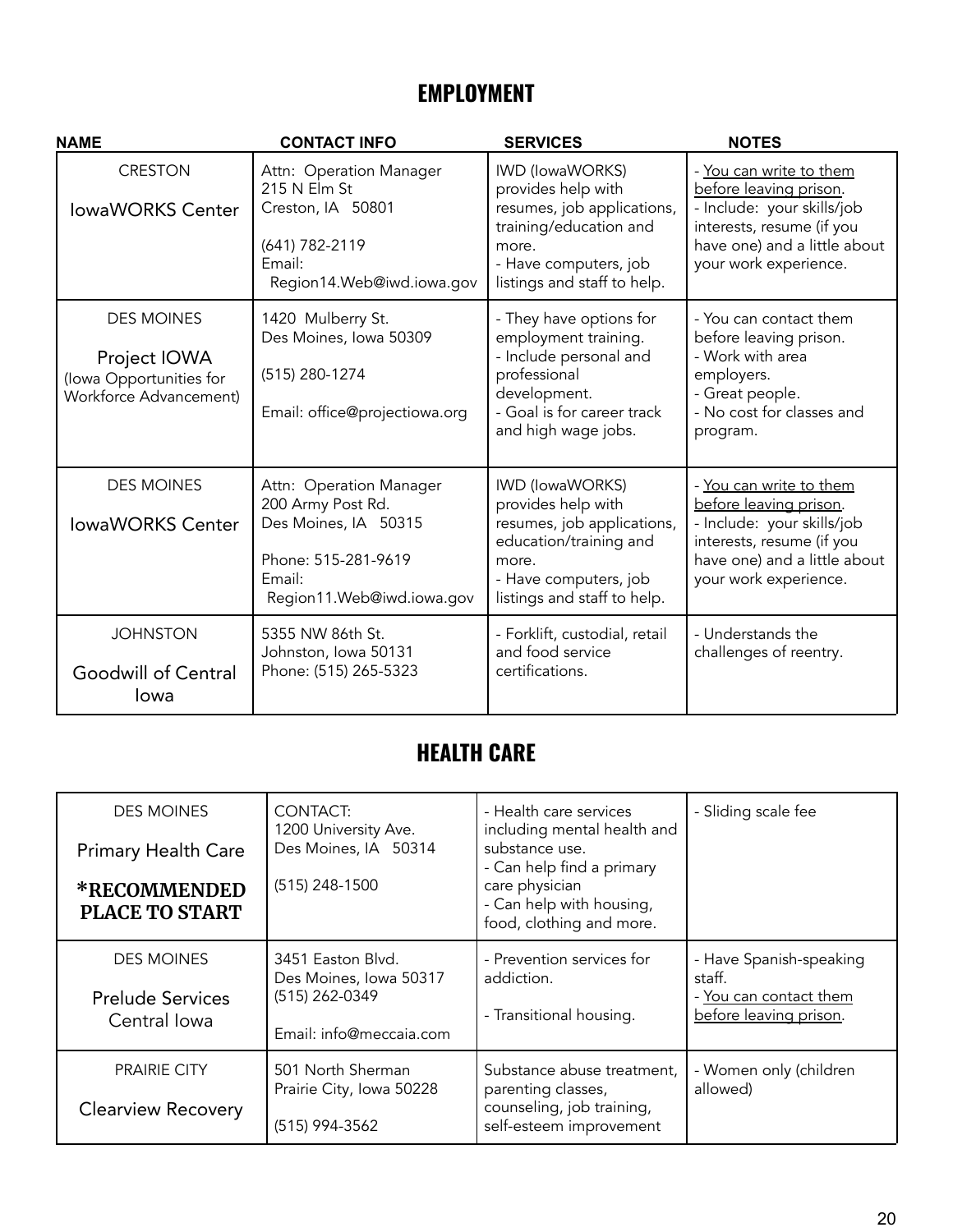## EMPLOYMENT

| NAME | CONTACT INFO | SERVICES | NOTES |
|---|---|---|---|
| CRESTON<br><br>IowaWORKS Center | Attn: Operation Manager<br>215 N Elm St<br>Creston, IA 50801<br><br>(641) 782-2119<br>Email:<br>Region14.Web@iwd.iowa.gov | IWD (IowaWORKS) provides help with resumes, job applications, training/education and more.<br>- Have computers, job listings and staff to help. | - You can write to them before leaving prison.<br>- Include: your skills/job interests, resume (if you have one) and a little about your work experience. |
| DES MOINES<br><br>Project IOWA<br>(Iowa Opportunities for Workforce Advancement) | 1420 Mulberry St.<br>Des Moines, Iowa 50309<br><br>(515) 280-1274<br><br>Email: office@projectiowa.org | - They have options for employment training.<br>- Include personal and professional development.<br>- Goal is for career track and high wage jobs. | - You can contact them before leaving prison.<br>- Work with area employers.<br>- Great people.<br>- No cost for classes and program. |
| DES MOINES<br><br>IowaWORKS Center | Attn: Operation Manager<br>200 Army Post Rd.<br>Des Moines, IA 50315<br><br>Phone: 515-281-9619<br>Email:<br>Region11.Web@iwd.iowa.gov | IWD (IowaWORKS) provides help with resumes, job applications, education/training and more.<br>- Have computers, job listings and staff to help. | - You can write to them before leaving prison.<br>- Include: your skills/job interests, resume (if you have one) and a little about your work experience. |
| JOHNSTON<br><br>Goodwill of Central Iowa | 5355 NW 86th St.<br>Johnston, Iowa 50131<br>Phone: (515) 265-5323 | - Forklift, custodial, retail and food service certifications. | - Understands the challenges of reentry. |

## HEALTH CARE

| NAME | CONTACT INFO | SERVICES | NOTES |
|---|---|---|---|
| DES MOINES<br><br>Primary Health Care<br><br>**\*RECOMMENDED PLACE TO START** | CONTACT:<br>1200 University Ave.<br>Des Moines, IA 50314<br><br>(515) 248-1500 | - Health care services including mental health and substance use.<br>- Can help find a primary care physician<br>- Can help with housing, food, clothing and more. | - Sliding scale fee |
| DES MOINES<br><br>Prelude Services Central Iowa | 3451 Easton Blvd.<br>Des Moines, Iowa 50317<br>(515) 262-0349<br><br>Email: info@meccaia.com | - Prevention services for addiction.<br><br>- Transitional housing. | - Have Spanish-speaking staff.<br>- You can contact them before leaving prison. |
| PRAIRIE CITY<br><br>Clearview Recovery | 501 North Sherman<br>Prairie City, Iowa 50228<br><br>(515) 994-3562 | Substance abuse treatment, parenting classes, counseling, job training, self-esteem improvement | - Women only (children allowed) |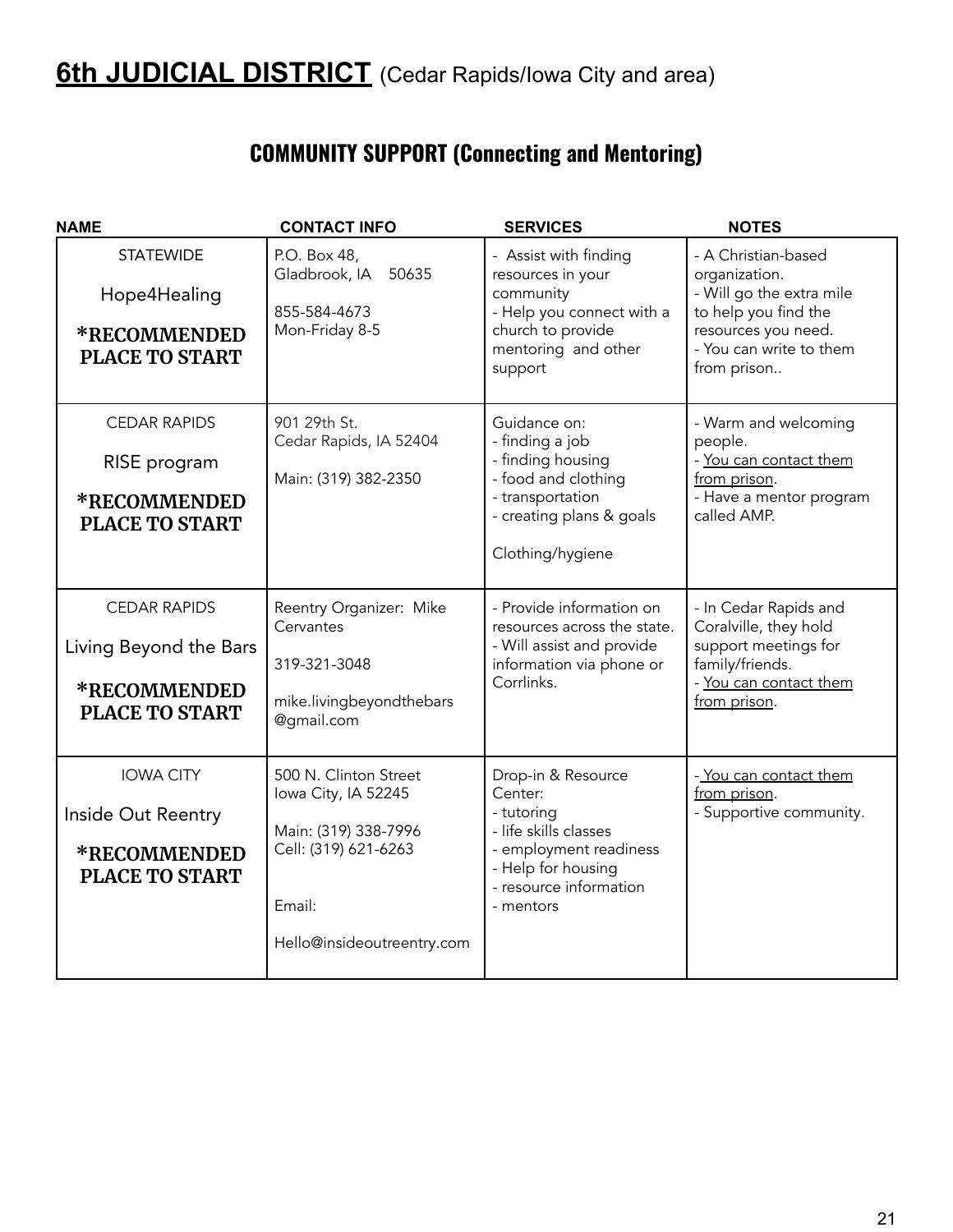# **6th JUDICIAL DISTRICT** (Cedar Rapids/Iowa City and area)

## COMMUNITY SUPPORT (Connecting and Mentoring)

| NAME | CONTACT INFO | SERVICES | NOTES |
|---|---|---|---|
| STATEWIDE<br>Hope4Healing<br>**\*RECOMMENDED PLACE TO START** | P.O. Box 48,<br>Gladbrook, IA 50635<br><br>855-584-4673<br>Mon-Friday 8-5 | - Assist with finding resources in your community<br>- Help you connect with a church to provide mentoring and other support | - A Christian-based organization.<br>- Will go the extra mile to help you find the resources you need.<br>- You can write to them from prison.. |
| CEDAR RAPIDS<br>RISE program<br>**\*RECOMMENDED PLACE TO START** | 901 29th St.<br>Cedar Rapids, IA 52404<br><br>Main: (319) 382-2350 | Guidance on:<br>- finding a job<br>- finding housing<br>- food and clothing<br>- transportation<br>- creating plans & goals<br><br>Clothing/hygiene | - Warm and welcoming people.<br>- <u>You can contact them from prison</u>.<br>- Have a mentor program called AMP. |
| CEDAR RAPIDS<br>Living Beyond the Bars<br>**\*RECOMMENDED PLACE TO START** | Reentry Organizer: Mike Cervantes<br><br>319-321-3048<br><br>mike.livingbeyondthebars@gmail.com | - Provide information on resources across the state.<br>- Will assist and provide information via phone or Corrlinks. | - In Cedar Rapids and Coralville, they hold support meetings for family/friends.<br>- <u>You can contact them from prison</u>. |
| IOWA CITY<br>Inside Out Reentry<br>**\*RECOMMENDED PLACE TO START** | 500 N. Clinton Street<br>Iowa City, IA 52245<br><br>Main: (319) 338-7996<br>Cell: (319) 621-6263<br><br>Email:<br><br>Hello@insideoutreentry.com | Drop-in & Resource Center:<br>- tutoring<br>- life skills classes<br>- employment readiness<br>- Help for housing<br>- resource information<br>- mentors | - <u>You can contact them from prison</u>.<br>- Supportive community. |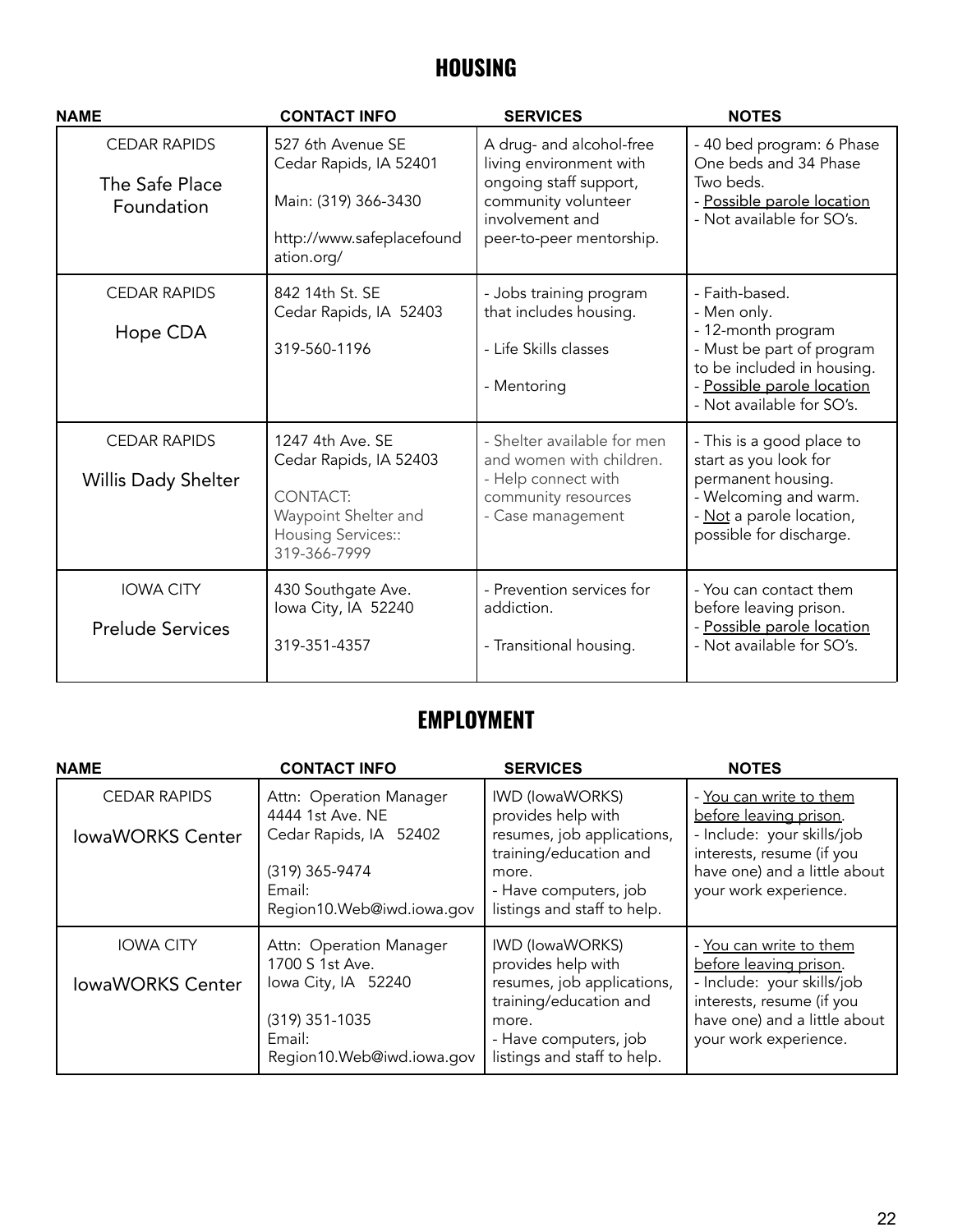## HOUSING

| NAME | CONTACT INFO | SERVICES | NOTES |
|---|---|---|---|
| CEDAR RAPIDS<br><br>The Safe Place Foundation | 527 6th Avenue SE<br>Cedar Rapids, IA 52401<br><br>Main: (319) 366-3430<br><br>http://www.safeplacefoundation.org/ | A drug- and alcohol-free living environment with ongoing staff support, community volunteer involvement and peer-to-peer mentorship. | - 40 bed program: 6 Phase One beds and 34 Phase Two beds.<br>- Possible parole location<br>- Not available for SO's. |
| CEDAR RAPIDS<br><br>Hope CDA | 842 14th St. SE<br>Cedar Rapids, IA 52403<br><br>319-560-1196 | - Jobs training program that includes housing.<br><br>- Life Skills classes<br><br>- Mentoring | - Faith-based.<br>- Men only.<br>- 12-month program<br>- Must be part of program to be included in housing.<br>- Possible parole location<br>- Not available for SO's. |
| CEDAR RAPIDS<br><br>Willis Dady Shelter | 1247 4th Ave. SE<br>Cedar Rapids, IA 52403<br><br>CONTACT:<br>Waypoint Shelter and Housing Services::<br>319-366-7999 | - Shelter available for men and women with children.<br>- Help connect with community resources<br>- Case management | - This is a good place to start as you look for permanent housing.<br>- Welcoming and warm.<br>- Not a parole location, possible for discharge. |
| IOWA CITY<br><br>Prelude Services | 430 Southgate Ave.<br>Iowa City, IA 52240<br><br>319-351-4357 | - Prevention services for addiction.<br><br>- Transitional housing. | - You can contact them before leaving prison.<br>- Possible parole location<br>- Not available for SO's. |

## EMPLOYMENT

| NAME | CONTACT INFO | SERVICES | NOTES |
|---|---|---|---|
| CEDAR RAPIDS<br><br>IowaWORKS Center | Attn: Operation Manager<br>4444 1st Ave. NE<br>Cedar Rapids, IA 52402<br><br>(319) 365-9474<br>Email:<br>Region10.Web@iwd.iowa.gov | IWD (IowaWORKS) provides help with resumes, job applications, training/education and more.<br>- Have computers, job listings and staff to help. | - You can write to them before leaving prison.<br>- Include: your skills/job interests, resume (if you have one) and a little about your work experience. |
| IOWA CITY<br><br>IowaWORKS Center | Attn: Operation Manager<br>1700 S 1st Ave.<br>Iowa City, IA 52240<br><br>(319) 351-1035<br>Email:<br>Region10.Web@iwd.iowa.gov | IWD (IowaWORKS) provides help with resumes, job applications, training/education and more.<br>- Have computers, job listings and staff to help. | - You can write to them before leaving prison.<br>- Include: your skills/job interests, resume (if you have one) and a little about your work experience. |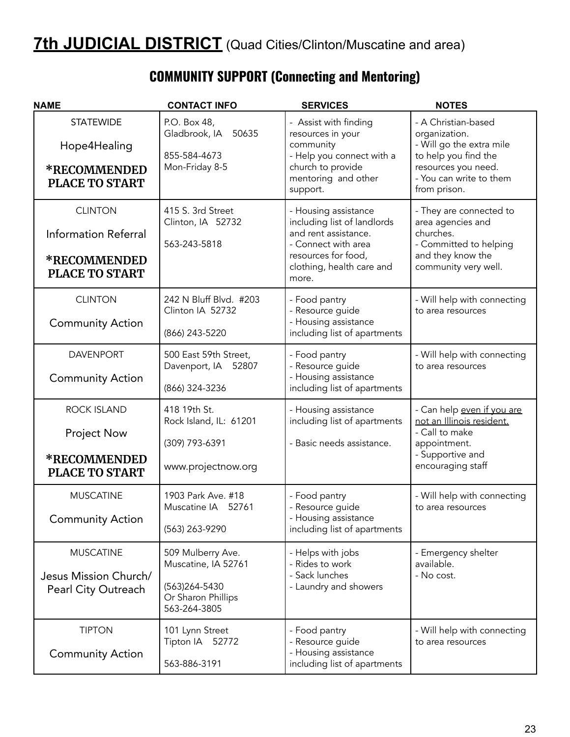# **7th JUDICIAL DISTRICT** (Quad Cities/Clinton/Muscatine and area)

## COMMUNITY SUPPORT (Connecting and Mentoring)

| NAME | CONTACT INFO | SERVICES | NOTES |
|---|---|---|---|
| STATEWIDE<br>Hope4Healing<br>**\*RECOMMENDED PLACE TO START** | P.O. Box 48,<br>Gladbrook, IA 50635<br><br>855-584-4673<br>Mon-Friday 8-5 | - Assist with finding resources in your community<br>- Help you connect with a church to provide mentoring and other support. | - A Christian-based organization.<br>- Will go the extra mile to help you find the resources you need.<br>- You can write to them from prison. |
| CLINTON<br>Information Referral<br>**\*RECOMMENDED PLACE TO START** | 415 S. 3rd Street<br>Clinton, IA 52732<br><br>563-243-5818 | - Housing assistance including list of landlords and rent assistance.<br>- Connect with area resources for food, clothing, health care and more. | - They are connected to area agencies and churches.<br>- Committed to helping and they know the community very well. |
| CLINTON<br>Community Action | 242 N Bluff Blvd. #203<br>Clinton IA 52732<br><br>(866) 243-5220 | - Food pantry<br>- Resource guide<br>- Housing assistance including list of apartments | - Will help with connecting to area resources |
| DAVENPORT<br>Community Action | 500 East 59th Street,<br>Davenport, IA 52807<br><br>(866) 324-3236 | - Food pantry<br>- Resource guide<br>- Housing assistance including list of apartments | - Will help with connecting to area resources |
| ROCK ISLAND<br>Project Now<br>**\*RECOMMENDED PLACE TO START** | 418 19th St.<br>Rock Island, IL: 61201<br><br>(309) 793-6391<br><br>www.projectnow.org | - Housing assistance including list of apartments<br><br>- Basic needs assistance. | - Can help <u>even if you are not an Illinois resident.</u><br>- Call to make appointment.<br>- Supportive and encouraging staff |
| MUSCATINE<br>Community Action | 1903 Park Ave. #18<br>Muscatine IA 52761<br><br>(563) 263-9290 | - Food pantry<br>- Resource guide<br>- Housing assistance including list of apartments | - Will help with connecting to area resources |
| MUSCATINE<br>Jesus Mission Church/ Pearl City Outreach | 509 Mulberry Ave.<br>Muscatine, IA 52761<br><br>(563)264-5430<br>Or Sharon Phillips<br>563-264-3805 | - Helps with jobs<br>- Rides to work<br>- Sack lunches<br>- Laundry and showers | - Emergency shelter available.<br>- No cost. |
| TIPTON<br>Community Action | 101 Lynn Street<br>Tipton IA 52772<br><br>563-886-3191 | - Food pantry<br>- Resource guide<br>- Housing assistance including list of apartments | - Will help with connecting to area resources |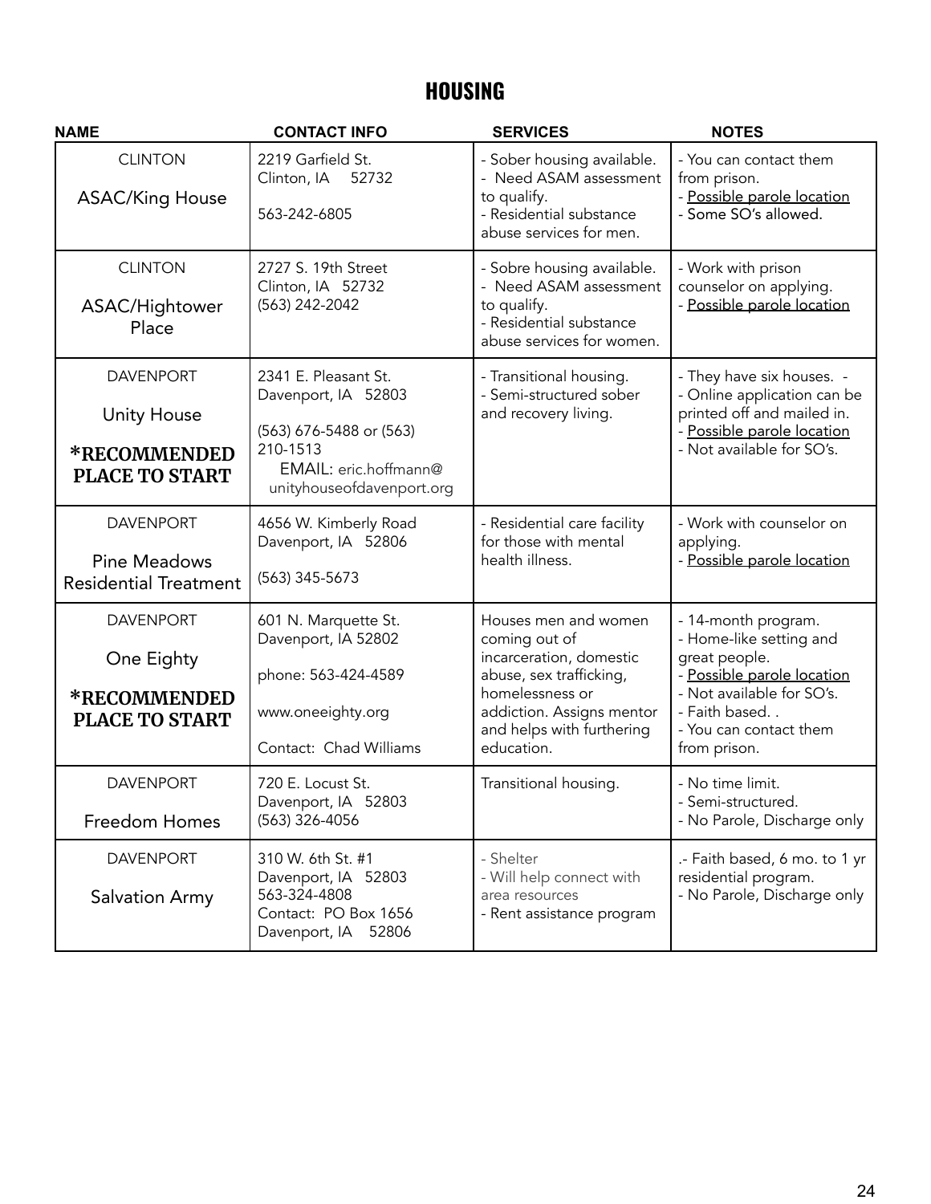# HOUSING

| NAME | CONTACT INFO | SERVICES | NOTES |
|---|---|---|---|
| CLINTON<br>ASAC/King House | 2219 Garfield St.<br>Clinton, IA 52732<br>563-242-6805 | - Sober housing available.<br>- Need ASAM assessment to qualify.<br>- Residential substance abuse services for men. | - You can contact them from prison.<br>- Possible parole location<br>- Some SO's allowed. |
| CLINTON<br>ASAC/Hightower Place | 2727 S. 19th Street<br>Clinton, IA 52732<br>(563) 242-2042 | - Sobre housing available.<br>- Need ASAM assessment to qualify.<br>- Residential substance abuse services for women. | - Work with prison counselor on applying.<br>- Possible parole location |
| DAVENPORT<br>Unity House<br>**\*RECOMMENDED PLACE TO START** | 2341 E. Pleasant St.<br>Davenport, IA 52803<br>(563) 676-5488 or (563) 210-1513<br>EMAIL: eric.hoffmann@unityhouseofdavenport.org | - Transitional housing.<br>- Semi-structured sober and recovery living. | - They have six houses. -<br>- Online application can be printed off and mailed in.<br>- Possible parole location<br>- Not available for SO's. |
| DAVENPORT<br>Pine Meadows Residential Treatment | 4656 W. Kimberly Road<br>Davenport, IA 52806<br>(563) 345-5673 | - Residential care facility for those with mental health illness. | - Work with counselor on applying.<br>- Possible parole location |
| DAVENPORT<br>One Eighty<br>**\*RECOMMENDED PLACE TO START** | 601 N. Marquette St.<br>Davenport, IA 52802<br>phone: 563-424-4589<br>www.oneeighty.org<br>Contact: Chad Williams | Houses men and women coming out of incarceration, domestic abuse, sex trafficking, homelessness or addiction. Assigns mentor and helps with furthering education. | - 14-month program.<br>- Home-like setting and great people.<br>- Possible parole location<br>- Not available for SO's.<br>- Faith based. .<br>- You can contact them from prison. |
| DAVENPORT<br>Freedom Homes | 720 E. Locust St.<br>Davenport, IA 52803<br>(563) 326-4056 | Transitional housing. | - No time limit.<br>- Semi-structured.<br>- No Parole, Discharge only |
| DAVENPORT<br>Salvation Army | 310 W. 6th St. #1<br>Davenport, IA 52803<br>563-324-4808<br>Contact: PO Box 1656<br>Davenport, IA 52806 | - Shelter<br>- Will help connect with area resources<br>- Rent assistance program | .- Faith based, 6 mo. to 1 yr residential program.<br>- No Parole, Discharge only |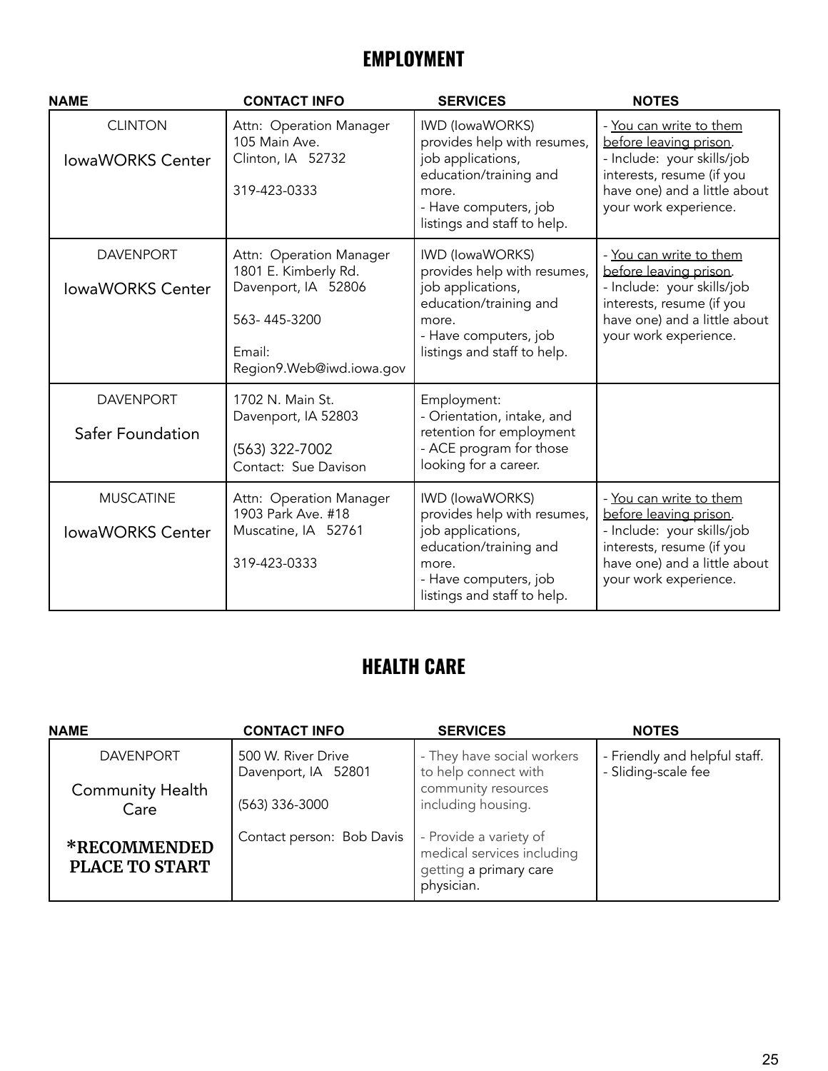## EMPLOYMENT

| NAME | CONTACT INFO | SERVICES | NOTES |
|---|---|---|---|
| CLINTON<br><br>IowaWORKS Center | Attn: Operation Manager<br>105 Main Ave.<br>Clinton, IA 52732<br><br>319-423-0333 | IWD (IowaWORKS) provides help with resumes, job applications, education/training and more.<br>- Have computers, job listings and staff to help. | - You can write to them before leaving prison.<br>- Include: your skills/job interests, resume (if you have one) and a little about your work experience. |
| DAVENPORT<br><br>IowaWORKS Center | Attn: Operation Manager<br>1801 E. Kimberly Rd.<br>Davenport, IA 52806<br><br>563- 445-3200<br><br>Email:<br>Region9.Web@iwd.iowa.gov | IWD (IowaWORKS) provides help with resumes, job applications, education/training and more.<br>- Have computers, job listings and staff to help. | - You can write to them before leaving prison.<br>- Include: your skills/job interests, resume (if you have one) and a little about your work experience. |
| DAVENPORT<br><br>Safer Foundation | 1702 N. Main St.<br>Davenport, IA 52803<br><br>(563) 322-7002<br>Contact: Sue Davison | Employment:<br>- Orientation, intake, and retention for employment<br>- ACE program for those looking for a career. | |
| MUSCATINE<br><br>IowaWORKS Center | Attn: Operation Manager<br>1903 Park Ave. #18<br>Muscatine, IA 52761<br><br>319-423-0333 | IWD (IowaWORKS) provides help with resumes, job applications, education/training and more.<br>- Have computers, job listings and staff to help. | - You can write to them before leaving prison.<br>- Include: your skills/job interests, resume (if you have one) and a little about your work experience. |

## HEALTH CARE

| NAME | CONTACT INFO | SERVICES | NOTES |
|---|---|---|---|
| DAVENPORT<br><br>Community Health Care<br><br>**\*RECOMMENDED PLACE TO START** | 500 W. River Drive<br>Davenport, IA 52801<br><br>(563) 336-3000<br><br>Contact person: Bob Davis | - They have social workers to help connect with community resources including housing.<br><br>- Provide a variety of medical services including getting a primary care physician. | - Friendly and helpful staff.<br>- Sliding-scale fee |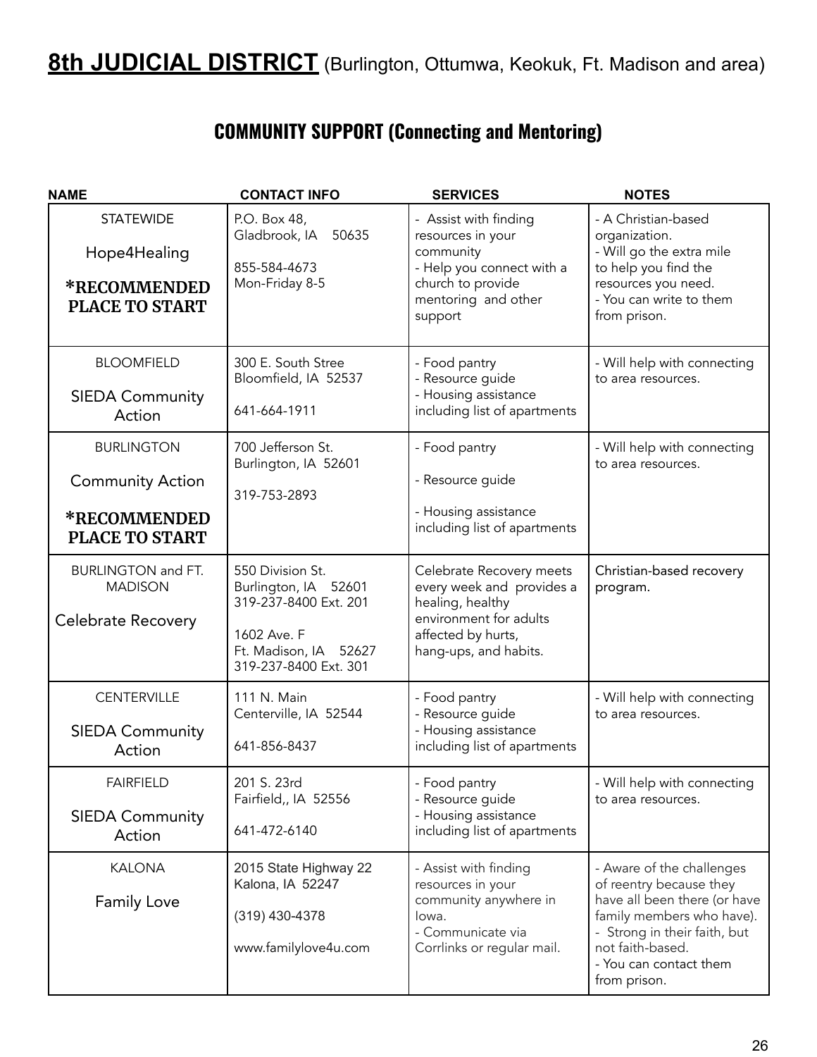# **8th JUDICIAL DISTRICT** (Burlington, Ottumwa, Keokuk, Ft. Madison and area)

## COMMUNITY SUPPORT (Connecting and Mentoring)

| NAME | CONTACT INFO | SERVICES | NOTES |
|---|---|---|---|
| STATEWIDE<br><br>Hope4Healing<br><br>**\*RECOMMENDED PLACE TO START** | P.O. Box 48,<br>Gladbrook, IA 50635<br><br>855-584-4673<br>Mon-Friday 8-5 | - Assist with finding resources in your community<br>- Help you connect with a church to provide mentoring and other support | - A Christian-based organization.<br>- Will go the extra mile to help you find the resources you need.<br>- You can write to them from prison. |
| BLOOMFIELD<br><br>SIEDA Community Action | 300 E. South Stree<br>Bloomfield, IA 52537<br><br>641-664-1911 | - Food pantry<br>- Resource guide<br>- Housing assistance including list of apartments | - Will help with connecting to area resources. |
| BURLINGTON<br><br>Community Action<br><br>**\*RECOMMENDED PLACE TO START** | 700 Jefferson St.<br>Burlington, IA 52601<br><br>319-753-2893 | - Food pantry<br><br>- Resource guide<br><br>- Housing assistance including list of apartments | - Will help with connecting to area resources. |
| BURLINGTON and FT. MADISON<br><br>Celebrate Recovery | 550 Division St.<br>Burlington, IA 52601<br>319-237-8400 Ext. 201<br><br>1602 Ave. F<br>Ft. Madison, IA 52627<br>319-237-8400 Ext. 301 | Celebrate Recovery meets every week and provides a healing, healthy environment for adults affected by hurts, hang-ups, and habits. | Christian-based recovery program. |
| CENTERVILLE<br><br>SIEDA Community Action | 111 N. Main<br>Centerville, IA 52544<br><br>641-856-8437 | - Food pantry<br>- Resource guide<br>- Housing assistance including list of apartments | - Will help with connecting to area resources. |
| FAIRFIELD<br><br>SIEDA Community Action | 201 S. 23rd<br>Fairfield,, IA 52556<br><br>641-472-6140 | - Food pantry<br>- Resource guide<br>- Housing assistance including list of apartments | - Will help with connecting to area resources. |
| KALONA<br><br>Family Love | 2015 State Highway 22<br>Kalona, IA 52247<br><br>(319) 430-4378<br><br>www.familylove4u.com | - Assist with finding resources in your community anywhere in Iowa.<br>- Communicate via Corrlinks or regular mail. | - Aware of the challenges of reentry because they have all been there (or have family members who have).<br>- Strong in their faith, but not faith-based.<br>- You can contact them from prison. |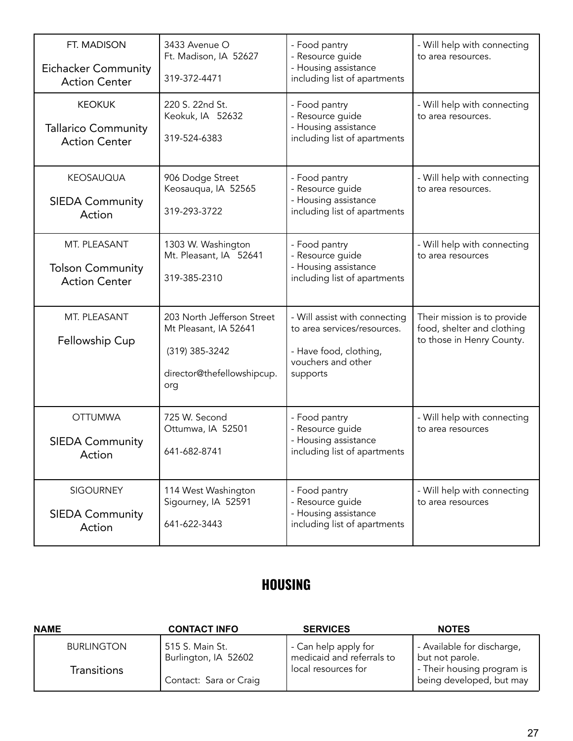| | | | |
|---|---|---|---|
| FT. MADISON<br><br>Eichacker Community Action Center | 3433 Avenue O<br>Ft. Madison, IA 52627<br><br>319-372-4471 | - Food pantry<br>- Resource guide<br>- Housing assistance including list of apartments | - Will help with connecting to area resources. |
| KEOKUK<br><br>Tallarico Community Action Center | 220 S. 22nd St.<br>Keokuk, IA 52632<br><br>319-524-6383 | - Food pantry<br>- Resource guide<br>- Housing assistance including list of apartments | - Will help with connecting to area resources. |
| KEOSAUQUA<br><br>SIEDA Community Action | 906 Dodge Street<br>Keosauqua, IA 52565<br><br>319-293-3722 | - Food pantry<br>- Resource guide<br>- Housing assistance including list of apartments | - Will help with connecting to area resources. |
| MT. PLEASANT<br><br>Tolson Community Action Center | 1303 W. Washington<br>Mt. Pleasant, IA 52641<br><br>319-385-2310 | - Food pantry<br>- Resource guide<br>- Housing assistance including list of apartments | - Will help with connecting to area resources |
| MT. PLEASANT<br><br>Fellowship Cup | 203 North Jefferson Street<br>Mt Pleasant, IA 52641<br><br>(319) 385-3242<br><br>director@thefellowshipcup.org | - Will assist with connecting to area services/resources.<br><br>- Have food, clothing, vouchers and other supports | Their mission is to provide food, shelter and clothing to those in Henry County. |
| OTTUMWA<br><br>SIEDA Community Action | 725 W. Second<br>Ottumwa, IA 52501<br><br>641-682-8741 | - Food pantry<br>- Resource guide<br>- Housing assistance including list of apartments | - Will help with connecting to area resources |
| SIGOURNEY<br><br>SIEDA Community Action | 114 West Washington<br>Sigourney, IA 52591<br><br>641-622-3443 | - Food pantry<br>- Resource guide<br>- Housing assistance including list of apartments | - Will help with connecting to area resources |

## HOUSING

| NAME | CONTACT INFO | SERVICES | NOTES |
|---|---|---|---|
| BURLINGTON<br><br>Transitions | 515 S. Main St.<br>Burlington, IA 52602<br><br>Contact: Sara or Craig | - Can help apply for medicaid and referrals to local resources for | - Available for discharge, but not parole.<br>- Their housing program is being developed, but may |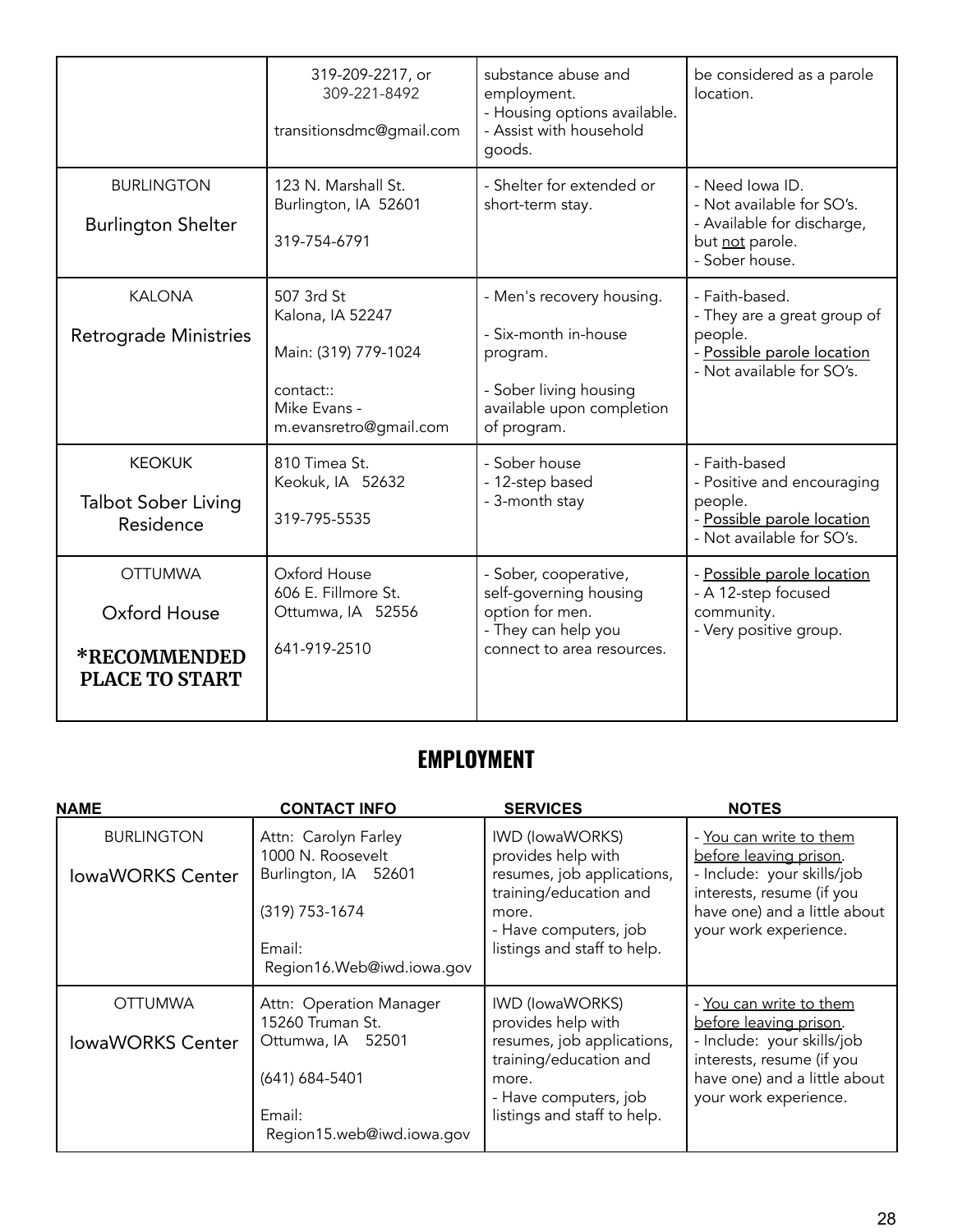| | | | |
|---|---|---|---|
| | 319-209-2217, or<br>309-221-8492<br><br>transitionsdmc@gmail.com | substance abuse and employment.<br>- Housing options available.<br>- Assist with household goods. | be considered as a parole location. |
| BURLINGTON<br><br>Burlington Shelter | 123 N. Marshall St.<br>Burlington, IA 52601<br><br>319-754-6791 | - Shelter for extended or short-term stay. | - Need Iowa ID.<br>- Not available for SO's.<br>- Available for discharge, but <u>not</u> parole.<br>- Sober house. |
| KALONA<br><br>Retrograde Ministries | 507 3rd St<br>Kalona, IA 52247<br><br>Main: (319) 779-1024<br><br>contact::<br>Mike Evans -<br>m.evansretro@gmail.com | - Men's recovery housing.<br><br>- Six-month in-house program.<br><br>- Sober living housing available upon completion of program. | - Faith-based.<br>- They are a great group of people.<br>- <u>Possible parole location</u><br>- Not available for SO's. |
| KEOKUK<br><br>Talbot Sober Living Residence | 810 Timea St.<br>Keokuk, IA 52632<br><br>319-795-5535 | - Sober house<br>- 12-step based<br>- 3-month stay | - Faith-based<br>- Positive and encouraging people.<br>- <u>Possible parole location</u><br>- Not available for SO's. |
| OTTUMWA<br><br>Oxford House<br><br>**\*RECOMMENDED PLACE TO START** | Oxford House<br>606 E. Fillmore St.<br>Ottumwa, IA 52556<br><br>641-919-2510 | - Sober, cooperative, self-governing housing option for men.<br>- They can help you connect to area resources. | - <u>Possible parole location</u><br>- A 12-step focused community.<br>- Very positive group. |

## EMPLOYMENT

| NAME | CONTACT INFO | SERVICES | NOTES |
|---|---|---|---|
| BURLINGTON<br><br>IowaWORKS Center | Attn: Carolyn Farley<br>1000 N. Roosevelt<br>Burlington, IA 52601<br><br>(319) 753-1674<br><br>Email:<br>Region16.Web@iwd.iowa.gov | IWD (IowaWORKS) provides help with resumes, job applications, training/education and more.<br>- Have computers, job listings and staff to help. | - <u>You can write to them before leaving prison</u>.<br>- Include: your skills/job interests, resume (if you have one) and a little about your work experience. |
| OTTUMWA<br><br>IowaWORKS Center | Attn: Operation Manager<br>15260 Truman St.<br>Ottumwa, IA 52501<br><br>(641) 684-5401<br><br>Email:<br>Region15.web@iwd.iowa.gov | IWD (IowaWORKS) provides help with resumes, job applications, training/education and more.<br>- Have computers, job listings and staff to help. | - <u>You can write to them before leaving prison</u>.<br>- Include: your skills/job interests, resume (if you have one) and a little about your work experience. |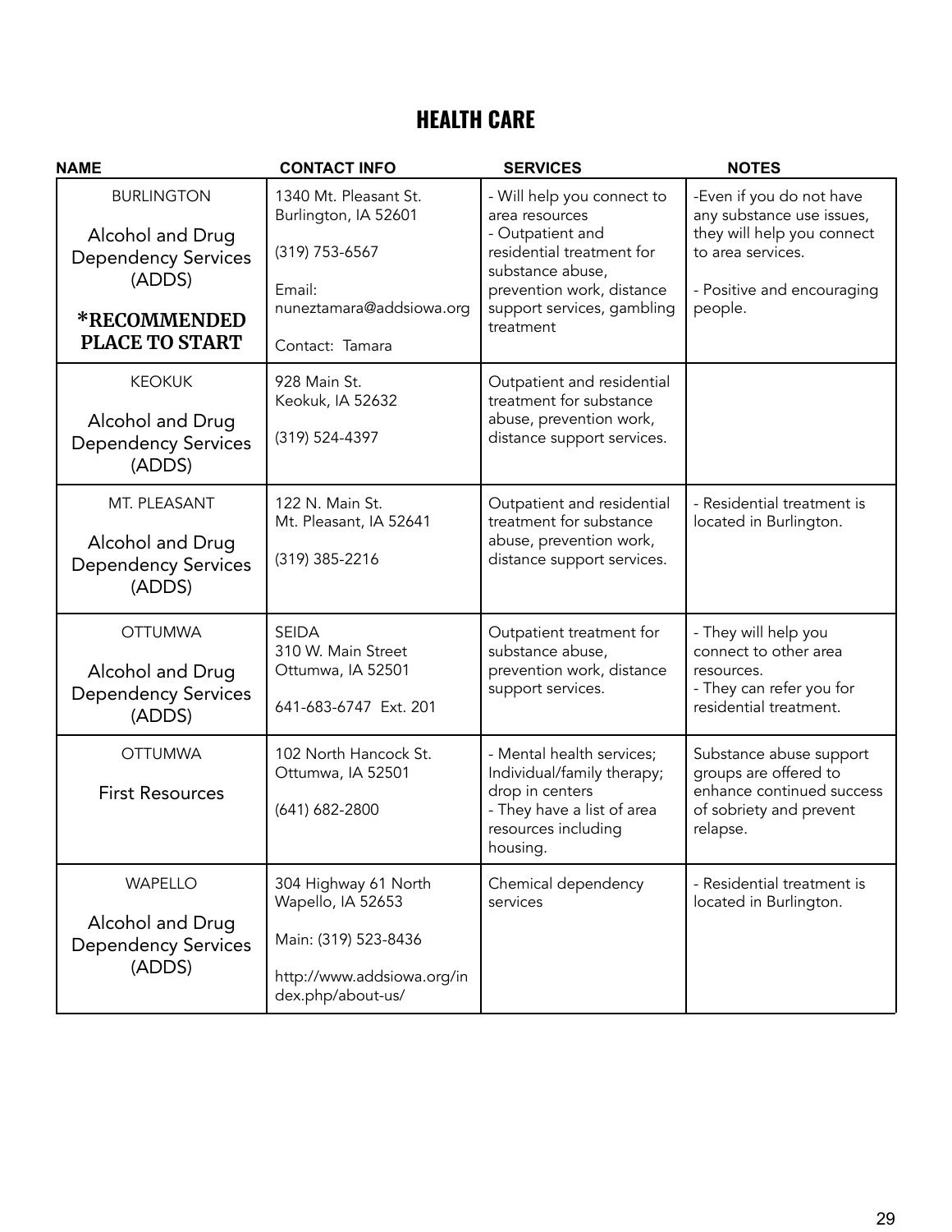# HEALTH CARE

| NAME | CONTACT INFO | SERVICES | NOTES |
|---|---|---|---|
| BURLINGTON<br><br>Alcohol and Drug Dependency Services (ADDS)<br><br>**\*RECOMMENDED PLACE TO START** | 1340 Mt. Pleasant St.<br>Burlington, IA 52601<br><br>(319) 753-6567<br><br>Email:<br>nuneztamara@addsiowa.org<br><br>Contact: Tamara | - Will help you connect to area resources<br>- Outpatient and residential treatment for substance abuse, prevention work, distance support services, gambling treatment | -Even if you do not have any substance use issues, they will help you connect to area services.<br><br>- Positive and encouraging people. |
| KEOKUK<br><br>Alcohol and Drug Dependency Services (ADDS) | 928 Main St.<br>Keokuk, IA 52632<br><br>(319) 524-4397 | Outpatient and residential treatment for substance abuse, prevention work, distance support services. | |
| MT. PLEASANT<br><br>Alcohol and Drug Dependency Services (ADDS) | 122 N. Main St.<br>Mt. Pleasant, IA 52641<br><br>(319) 385-2216 | Outpatient and residential treatment for substance abuse, prevention work, distance support services. | - Residential treatment is located in Burlington. |
| OTTUMWA<br><br>Alcohol and Drug Dependency Services (ADDS) | SEIDA<br>310 W. Main Street<br>Ottumwa, IA 52501<br><br>641-683-6747 Ext. 201 | Outpatient treatment for substance abuse, prevention work, distance support services. | - They will help you connect to other area resources.<br>- They can refer you for residential treatment. |
| OTTUMWA<br><br>First Resources | 102 North Hancock St.<br>Ottumwa, IA 52501<br><br>(641) 682-2800 | - Mental health services; Individual/family therapy; drop in centers<br>- They have a list of area resources including housing. | Substance abuse support groups are offered to enhance continued success of sobriety and prevent relapse. |
| WAPELLO<br><br>Alcohol and Drug Dependency Services (ADDS) | 304 Highway 61 North<br>Wapello, IA 52653<br><br>Main: (319) 523-8436<br><br>http://www.addsiowa.org/index.php/about-us/ | Chemical dependency services | - Residential treatment is located in Burlington. |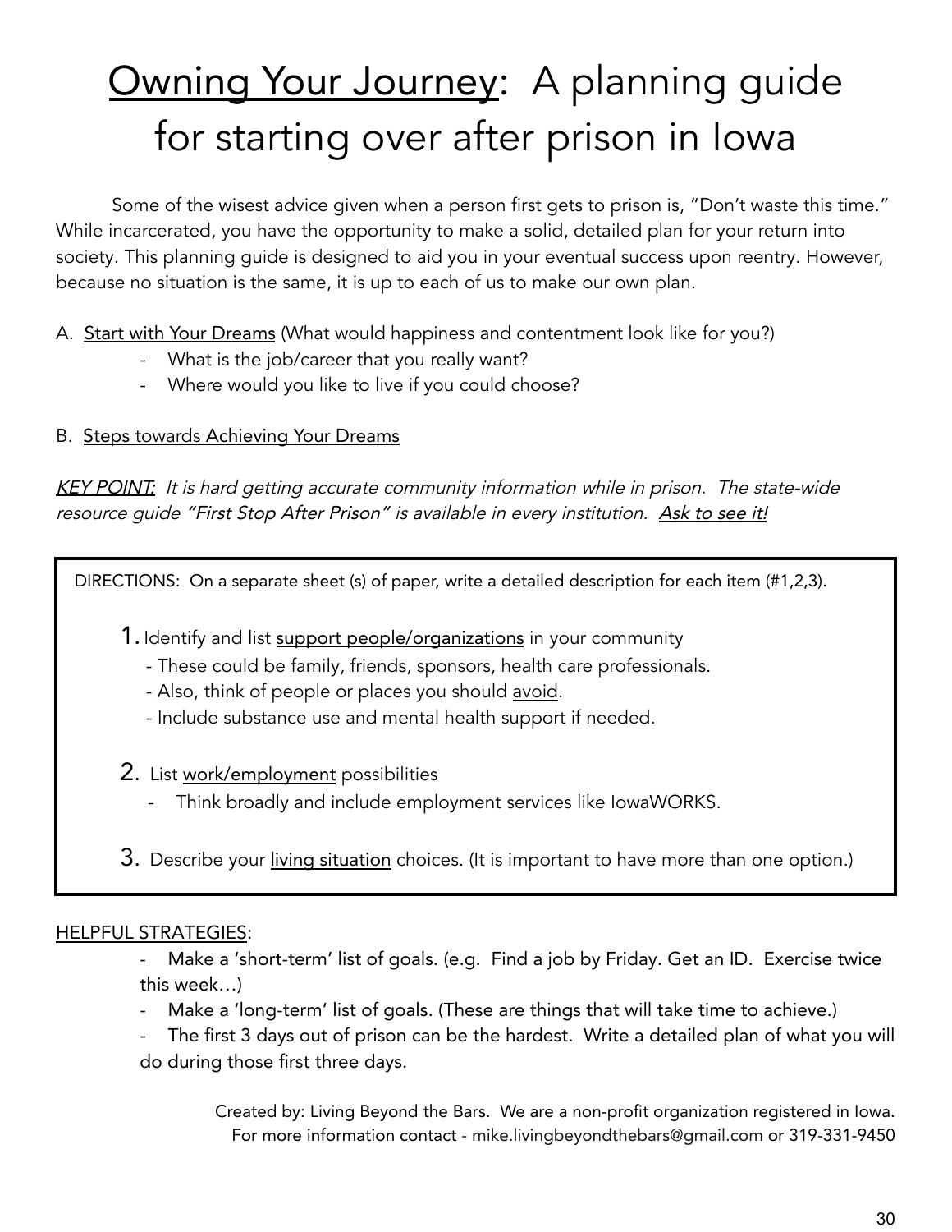# Owning Your Journey: A planning guide for starting over after prison in Iowa

Some of the wisest advice given when a person first gets to prison is, "Don't waste this time." While incarcerated, you have the opportunity to make a solid, detailed plan for your return into society. This planning guide is designed to aid you in your eventual success upon reentry. However, because no situation is the same, it is up to each of us to make our own plan.

A. Start with Your Dreams (What would happiness and contentment look like for you?)

- What is the job/career that you really want?
- Where would you like to live if you could choose?

B. Steps towards Achieving Your Dreams

*KEY POINT: It is hard getting accurate community information while in prison. The state-wide resource guide "First Stop After Prison" is available in every institution. Ask to see it!*

DIRECTIONS: On a separate sheet (s) of paper, write a detailed description for each item (#1,2,3).

1. Identify and list support people/organizations in your community
   - These could be family, friends, sponsors, health care professionals.
   - Also, think of people or places you should avoid.
   - Include substance use and mental health support if needed.
2. List work/employment possibilities
   - Think broadly and include employment services like IowaWORKS.
3. Describe your living situation choices. (It is important to have more than one option.)

HELPFUL STRATEGIES:

- Make a 'short-term' list of goals. (e.g. Find a job by Friday. Get an ID. Exercise twice this week…)
- Make a 'long-term' list of goals. (These are things that will take time to achieve.)
- The first 3 days out of prison can be the hardest. Write a detailed plan of what you will do during those first three days.

Created by: Living Beyond the Bars. We are a non-profit organization registered in Iowa.
For more information contact - mike.livingbeyondthebars@gmail.com or 319-331-9450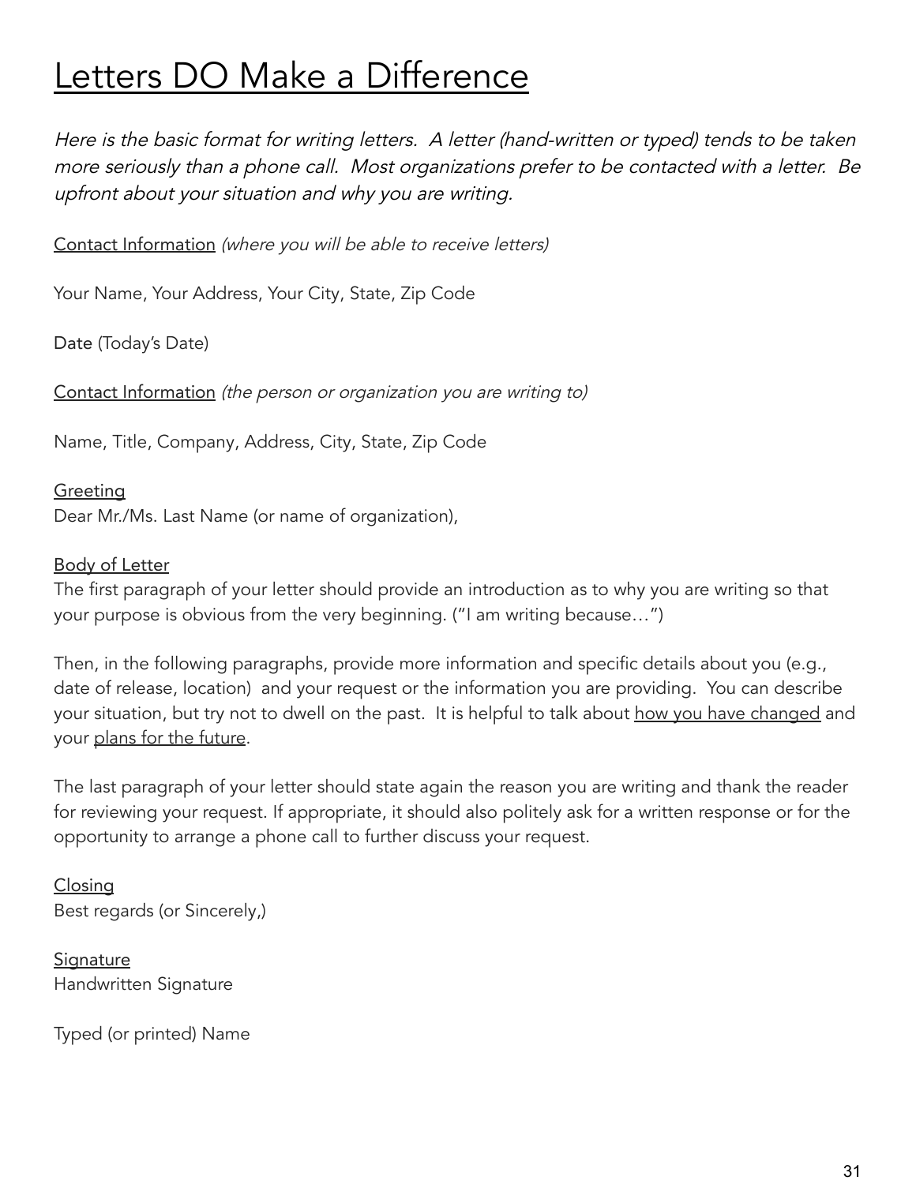# Letters DO Make a Difference

*Here is the basic format for writing letters. A letter (hand-written or typed) tends to be taken more seriously than a phone call. Most organizations prefer to be contacted with a letter. Be upfront about your situation and why you are writing.*

<u>Contact Information</u> *(where you will be able to receive letters)*

Your Name, Your Address, Your City, State, Zip Code

Date (Today's Date)

<u>Contact Information</u> *(the person or organization you are writing to)*

Name, Title, Company, Address, City, State, Zip Code

<u>Greeting</u>
Dear Mr./Ms. Last Name (or name of organization),

<u>Body of Letter</u>
The first paragraph of your letter should provide an introduction as to why you are writing so that your purpose is obvious from the very beginning. ("I am writing because…")

Then, in the following paragraphs, provide more information and specific details about you (e.g., date of release, location) and your request or the information you are providing. You can describe your situation, but try not to dwell on the past. It is helpful to talk about <u>how you have changed</u> and your <u>plans for the future</u>.

The last paragraph of your letter should state again the reason you are writing and thank the reader for reviewing your request. If appropriate, it should also politely ask for a written response or for the opportunity to arrange a phone call to further discuss your request.

<u>Closing</u>
Best regards (or Sincerely,)

<u>Signature</u>
Handwritten Signature

Typed (or printed) Name